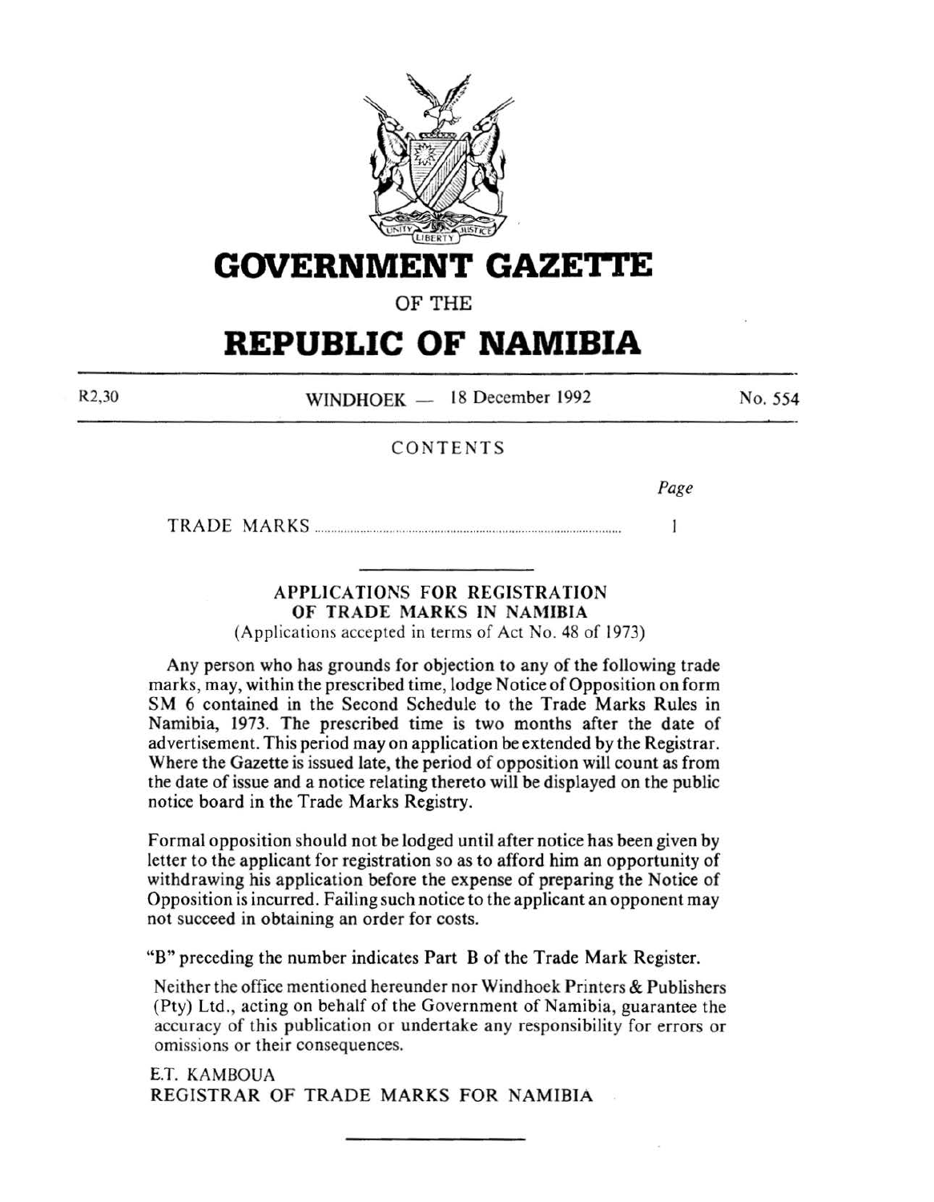# GOVERNMENT GAZETTE

OF THE

# REPUBLIC OF NAMIBIA

R2,30 WINDHOEK — 18 December 1992 No. 554

CONTENTS

| | Page |
|---|---|
| TRADE MARKS | 1 |

## APPLICATIONS FOR REGISTRATION OF TRADE MARKS IN NAMIBIA

(Applications accepted in terms of Act No. 48 of 1973)

Any person who has grounds for objection to any of the following trade marks, may, within the prescribed time, lodge Notice of Opposition on form SM 6 contained in the Second Schedule to the Trade Marks Rules in Namibia, 1973. The prescribed time is two months after the date of advertisement. This period may on application be extended by the Registrar. Where the Gazette is issued late, the period of opposition will count as from the date of issue and a notice relating thereto will be displayed on the public notice board in the Trade Marks Registry.

Formal opposition should not be lodged until after notice has been given by letter to the applicant for registration so as to afford him an opportunity of withdrawing his application before the expense of preparing the Notice of Opposition is incurred. Failing such notice to the applicant an opponent may not succeed in obtaining an order for costs.

"B" preceding the number indicates Part B of the Trade Mark Register.

Neither the office mentioned hereunder nor Windhoek Printers & Publishers (Pty) Ltd., acting on behalf of the Government of Namibia, guarantee the accuracy of this publication or undertake any responsibility for errors or omissions or their consequences.

E.T. KAMBOUA
REGISTRAR OF TRADE MARKS FOR NAMIBIA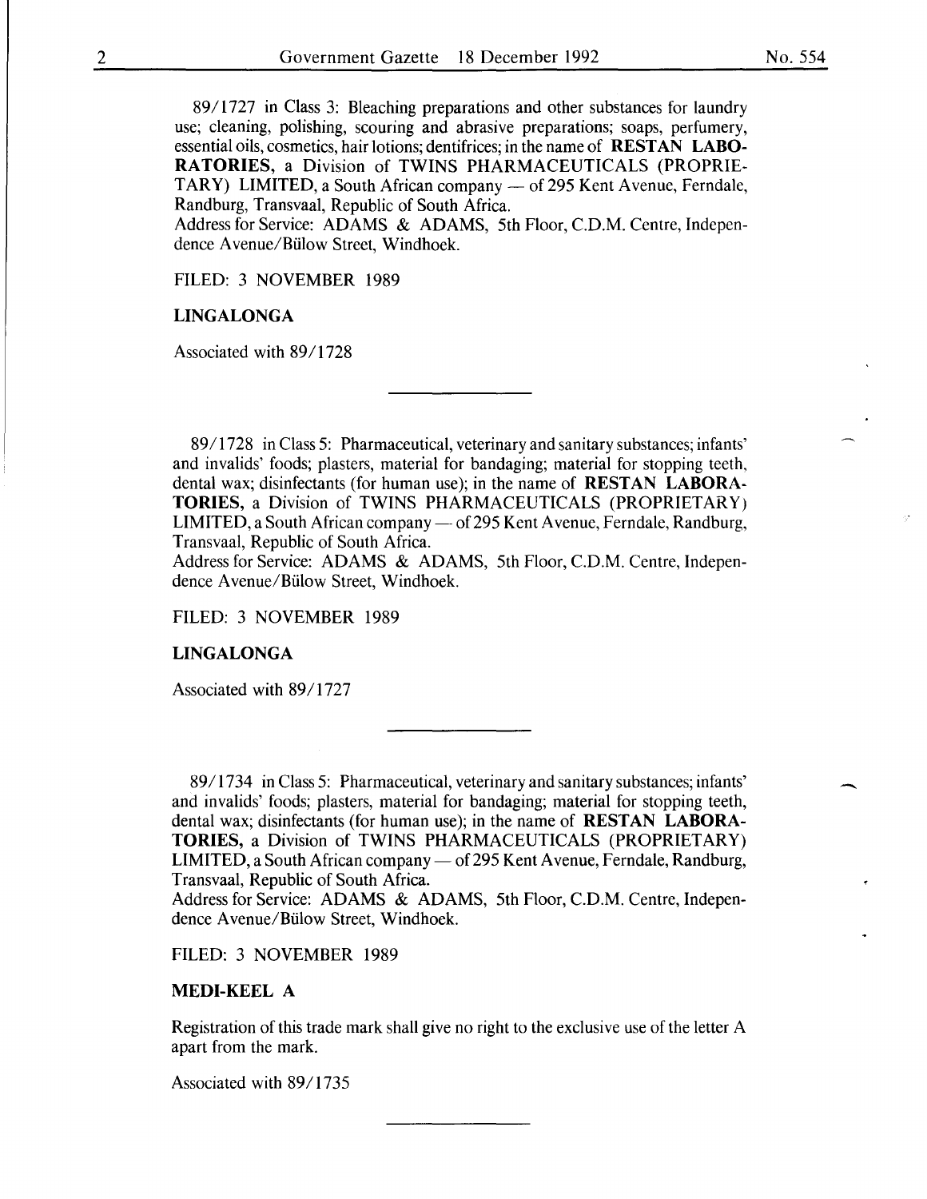89/1727 in Class 3: Bleaching preparations and other substances for laundry use; cleaning, polishing, scouring and abrasive preparations; soaps, perfumery, essential oils, cosmetics, hair lotions; dentifrices; in the name of **RESTAN LABORATORIES,** a Division of TWINS PHARMACEUTICALS (PROPRIETARY) LIMITED, a South African company — of 295 Kent Avenue, Ferndale, Randburg, Transvaal, Republic of South Africa.
Address for Service: ADAMS & ADAMS, 5th Floor, C.D.M. Centre, Independence Avenue/Bülow Street, Windhoek.

FILED: 3 NOVEMBER 1989

**LINGALONGA**

Associated with 89/1728

---

89/1728 in Class 5: Pharmaceutical, veterinary and sanitary substances; infants' and invalids' foods; plasters, material for bandaging; material for stopping teeth, dental wax; disinfectants (for human use); in the name of **RESTAN LABORATORIES,** a Division of TWINS PHARMACEUTICALS (PROPRIETARY) LIMITED, a South African company — of 295 Kent Avenue, Ferndale, Randburg, Transvaal, Republic of South Africa.
Address for Service: ADAMS & ADAMS, 5th Floor, C.D.M. Centre, Independence Avenue/Bülow Street, Windhoek.

FILED: 3 NOVEMBER 1989

**LINGALONGA**

Associated with 89/1727

---

89/1734 in Class 5: Pharmaceutical, veterinary and sanitary substances; infants' and invalids' foods; plasters, material for bandaging; material for stopping teeth, dental wax; disinfectants (for human use); in the name of **RESTAN LABORATORIES,** a Division of TWINS PHARMACEUTICALS (PROPRIETARY) LIMITED, a South African company — of 295 Kent Avenue, Ferndale, Randburg, Transvaal, Republic of South Africa.
Address for Service: ADAMS & ADAMS, 5th Floor, C.D.M. Centre, Independence Avenue/Bülow Street, Windhoek.

FILED: 3 NOVEMBER 1989

**MEDI-KEEL A**

Registration of this trade mark shall give no right to the exclusive use of the letter A apart from the mark.

Associated with 89/1735

---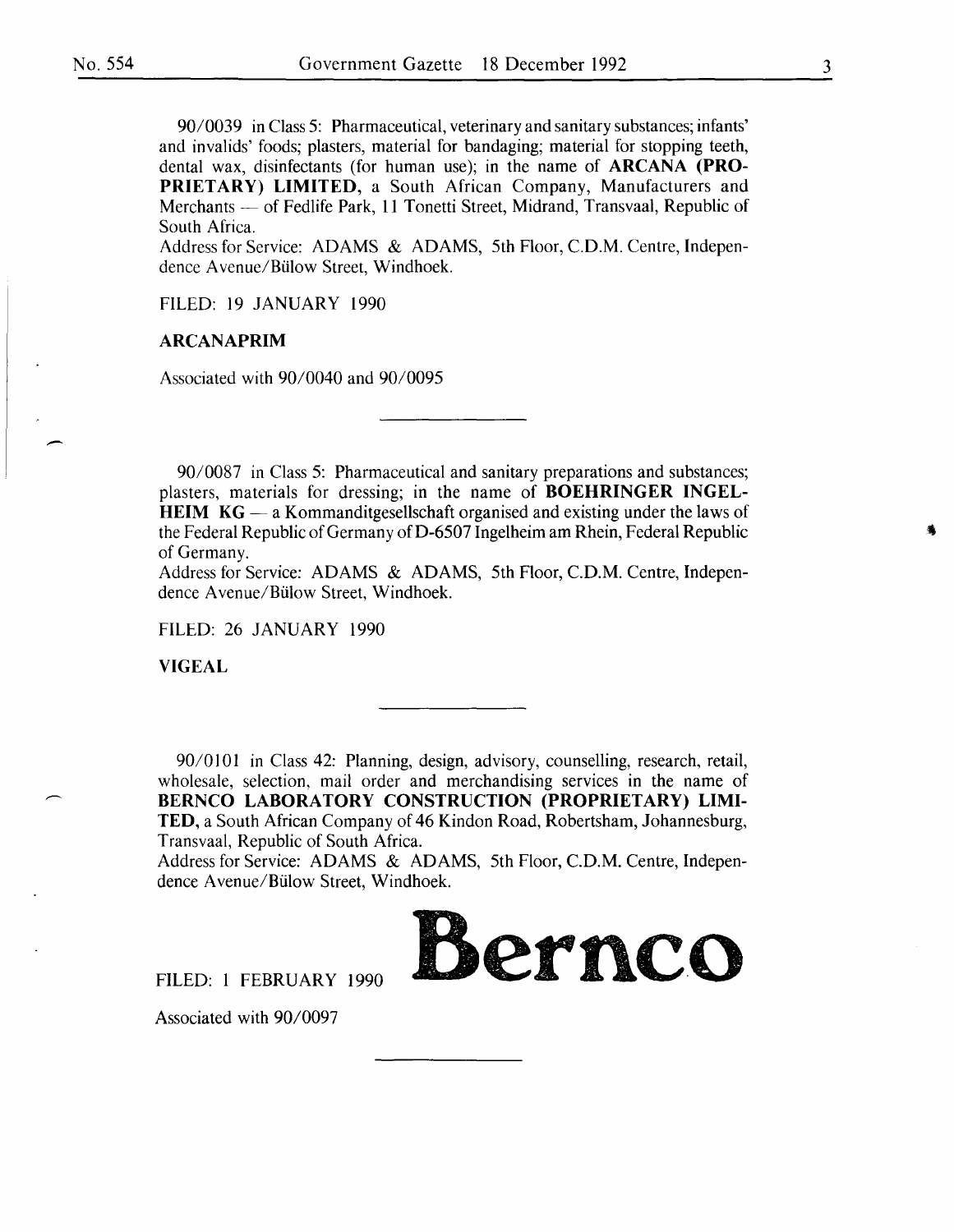90/0039 in Class 5: Pharmaceutical, veterinary and sanitary substances; infants' and invalids' foods; plasters, material for bandaging; material for stopping teeth, dental wax, disinfectants (for human use); in the name of **ARCANA (PROPRIETARY) LIMITED,** a South African Company, Manufacturers and Merchants — of Fedlife Park, 11 Tonetti Street, Midrand, Transvaal, Republic of South Africa.
Address for Service: ADAMS & ADAMS, 5th Floor, C.D.M. Centre, Independence Avenue/Bülow Street, Windhoek.

FILED: 19 JANUARY 1990

**ARCANAPRIM**

Associated with 90/0040 and 90/0095

---

90/0087 in Class 5: Pharmaceutical and sanitary preparations and substances; plasters, materials for dressing; in the name of **BOEHRINGER INGELHEIM KG** — a Kommanditgesellschaft organised and existing under the laws of the Federal Republic of Germany of D-6507 Ingelheim am Rhein, Federal Republic of Germany.
Address for Service: ADAMS & ADAMS, 5th Floor, C.D.M. Centre, Independence Avenue/Bülow Street, Windhoek.

FILED: 26 JANUARY 1990

**VIGEAL**

---

90/0101 in Class 42: Planning, design, advisory, counselling, research, retail, wholesale, selection, mail order and merchandising services in the name of **BERNCO LABORATORY CONSTRUCTION (PROPRIETARY) LIMITED,** a South African Company of 46 Kindon Road, Robertsham, Johannesburg, Transvaal, Republic of South Africa.
Address for Service: ADAMS & ADAMS, 5th Floor, C.D.M. Centre, Independence Avenue/Bülow Street, Windhoek.

FILED: 1 FEBRUARY 1990

**Bernco**

Associated with 90/0097

---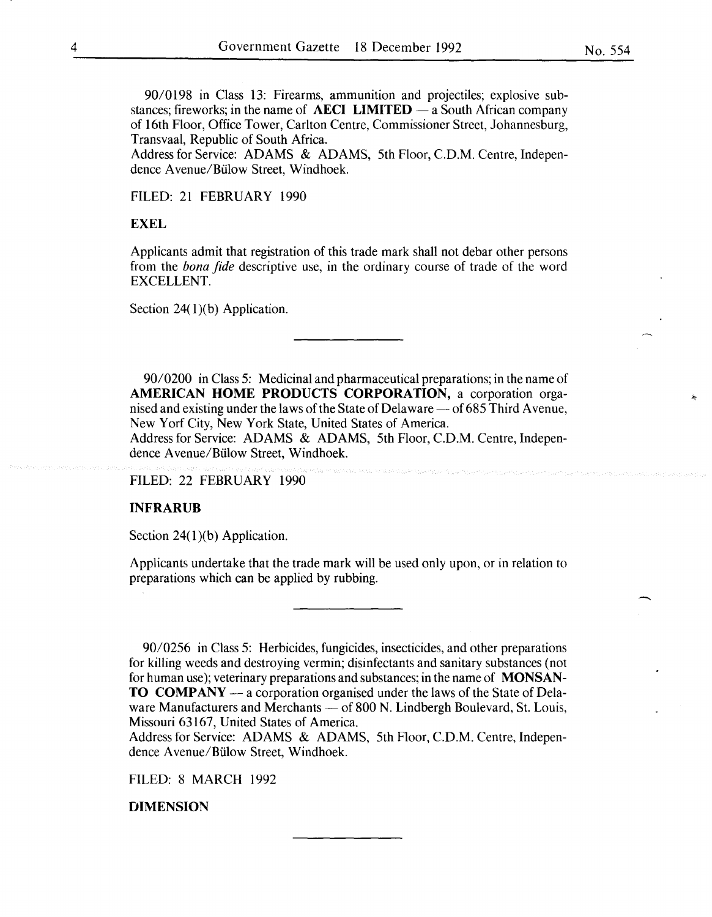90/0198 in Class 13: Firearms, ammunition and projectiles; explosive substances; fireworks; in the name of **AECI LIMITED** — a South African company of 16th Floor, Office Tower, Carlton Centre, Commissioner Street, Johannesburg, Transvaal, Republic of South Africa.
Address for Service: ADAMS & ADAMS, 5th Floor, C.D.M. Centre, Independence Avenue/Bülow Street, Windhoek.

FILED: 21 FEBRUARY 1990

**EXEL**

Applicants admit that registration of this trade mark shall not debar other persons from the *bona fide* descriptive use, in the ordinary course of trade of the word EXCELLENT.

Section 24(1)(b) Application.

---

90/0200 in Class 5: Medicinal and pharmaceutical preparations; in the name of **AMERICAN HOME PRODUCTS CORPORATION,** a corporation organised and existing under the laws of the State of Delaware — of 685 Third Avenue, New Yorf City, New York State, United States of America.
Address for Service: ADAMS & ADAMS, 5th Floor, C.D.M. Centre, Independence Avenue/Bülow Street, Windhoek.

FILED: 22 FEBRUARY 1990

**INFRARUB**

Section 24(1)(b) Application.

Applicants undertake that the trade mark will be used only upon, or in relation to preparations which can be applied by rubbing.

---

90/0256 in Class 5: Herbicides, fungicides, insecticides, and other preparations for killing weeds and destroying vermin; disinfectants and sanitary substances (not for human use); veterinary preparations and substances; in the name of **MONSANTO COMPANY** — a corporation organised under the laws of the State of Delaware Manufacturers and Merchants — of 800 N. Lindbergh Boulevard, St. Louis, Missouri 63167, United States of America.
Address for Service: ADAMS & ADAMS, 5th Floor, C.D.M. Centre, Independence Avenue/Bülow Street, Windhoek.

FILED: 8 MARCH 1992

**DIMENSION**

---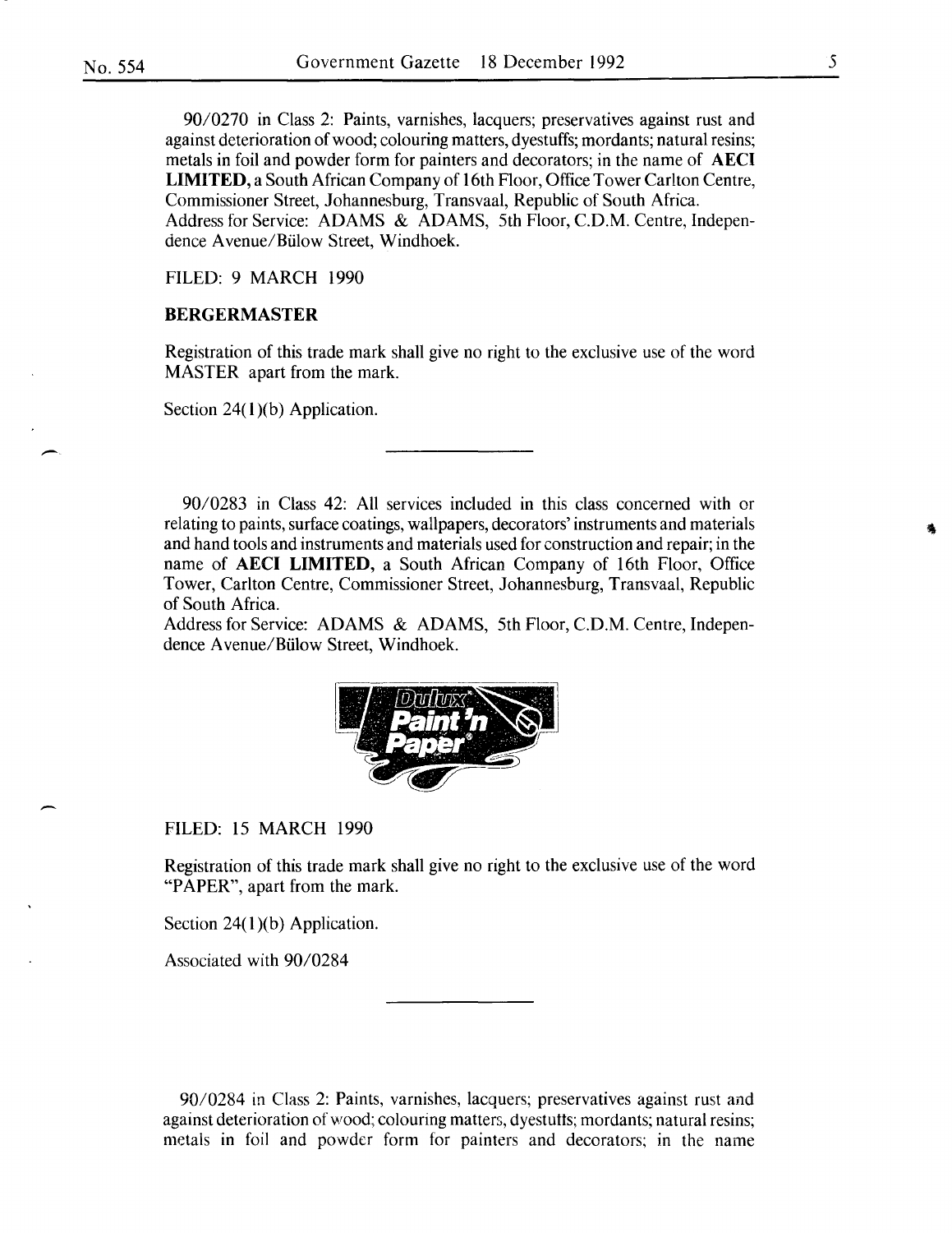90/0270 in Class 2: Paints, varnishes, lacquers; preservatives against rust and against deterioration of wood; colouring matters, dyestuffs; mordants; natural resins; metals in foil and powder form for painters and decorators; in the name of **AECI LIMITED,** a South African Company of 16th Floor, Office Tower Carlton Centre, Commissioner Street, Johannesburg, Transvaal, Republic of South Africa.
Address for Service: ADAMS & ADAMS, 5th Floor, C.D.M. Centre, Independence Avenue/Bülow Street, Windhoek.

FILED: 9 MARCH 1990

**BERGERMASTER**

Registration of this trade mark shall give no right to the exclusive use of the word MASTER apart from the mark.

Section 24(1)(b) Application.

---

90/0283 in Class 42: All services included in this class concerned with or relating to paints, surface coatings, wallpapers, decorators' instruments and materials and hand tools and instruments and materials used for construction and repair; in the name of **AECI LIMITED,** a South African Company of 16th Floor, Office Tower, Carlton Centre, Commissioner Street, Johannesburg, Transvaal, Republic of South Africa.
Address for Service: ADAMS & ADAMS, 5th Floor, C.D.M. Centre, Independence Avenue/Bülow Street, Windhoek.

Dulux Paint 'n Paper®

FILED: 15 MARCH 1990

Registration of this trade mark shall give no right to the exclusive use of the word "PAPER", apart from the mark.

Section 24(1)(b) Application.

Associated with 90/0284

---

90/0284 in Class 2: Paints, varnishes, lacquers; preservatives against rust and against deterioration of wood; colouring matters, dyestuffs; mordants; natural resins; metals in foil and powder form for painters and decorators; in the name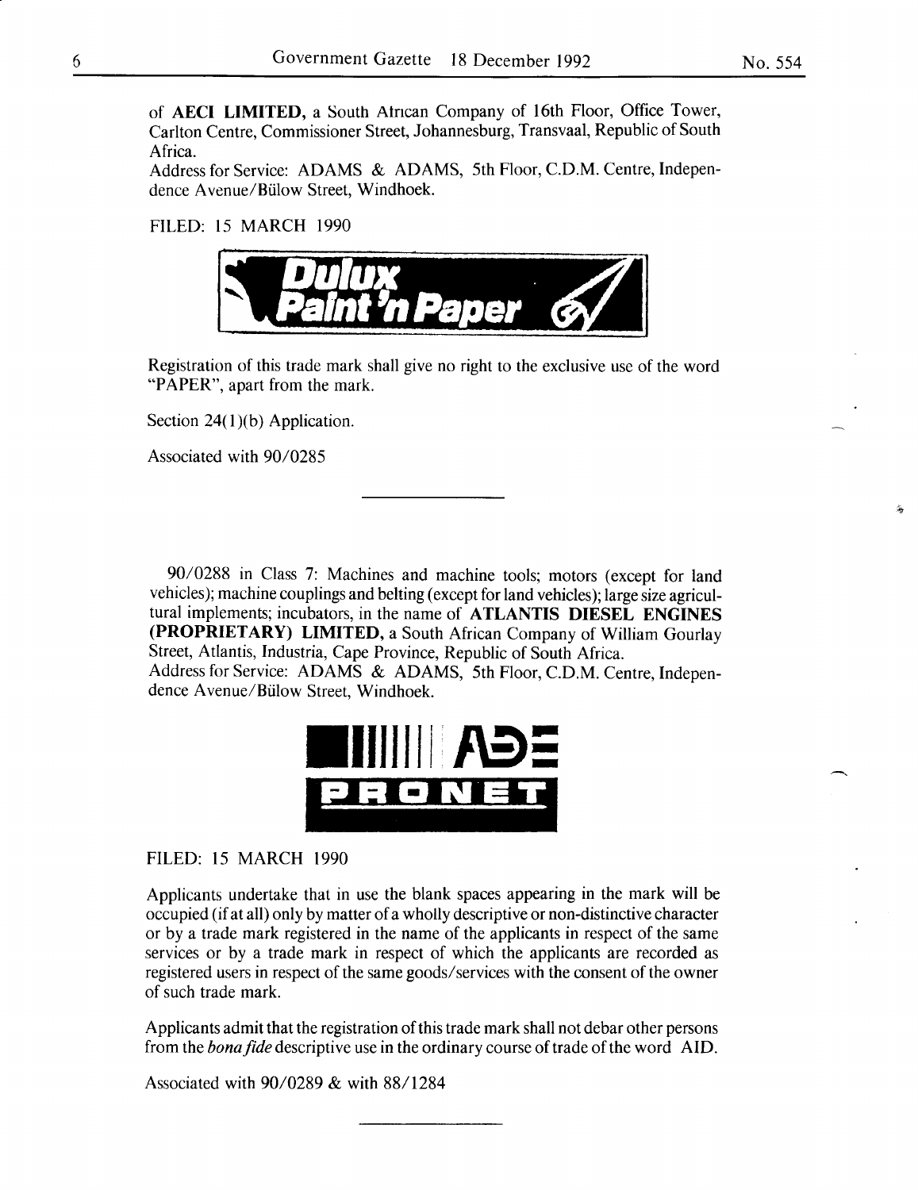of **AECI LIMITED,** a South African Company of 16th Floor, Office Tower, Carlton Centre, Commissioner Street, Johannesburg, Transvaal, Republic of South Africa.
Address for Service: ADAMS & ADAMS, 5th Floor, C.D.M. Centre, Independence Avenue/Bülow Street, Windhoek.

FILED: 15 MARCH 1990

Dulux Paint 'n Paper

Registration of this trade mark shall give no right to the exclusive use of the word "PAPER", apart from the mark.

Section 24(1)(b) Application.

Associated with 90/0285

---

90/0288 in Class 7: Machines and machine tools; motors (except for land vehicles); machine couplings and belting (except for land vehicles); large size agricultural implements; incubators, in the name of **ATLANTIS DIESEL ENGINES (PROPRIETARY) LIMITED,** a South African Company of William Gourlay Street, Atlantis, Industria, Cape Province, Republic of South Africa.
Address for Service: ADAMS & ADAMS, 5th Floor, C.D.M. Centre, Independence Avenue/Bülow Street, Windhoek.

ADE PRONET

FILED: 15 MARCH 1990

Applicants undertake that in use the blank spaces appearing in the mark will be occupied (if at all) only by matter of a wholly descriptive or non-distinctive character or by a trade mark registered in the name of the applicants in respect of the same services or by a trade mark in respect of which the applicants are recorded as registered users in respect of the same goods/services with the consent of the owner of such trade mark.

Applicants admit that the registration of this trade mark shall not debar other persons from the *bona fide* descriptive use in the ordinary course of trade of the word AID.

Associated with 90/0289 & with 88/1284

---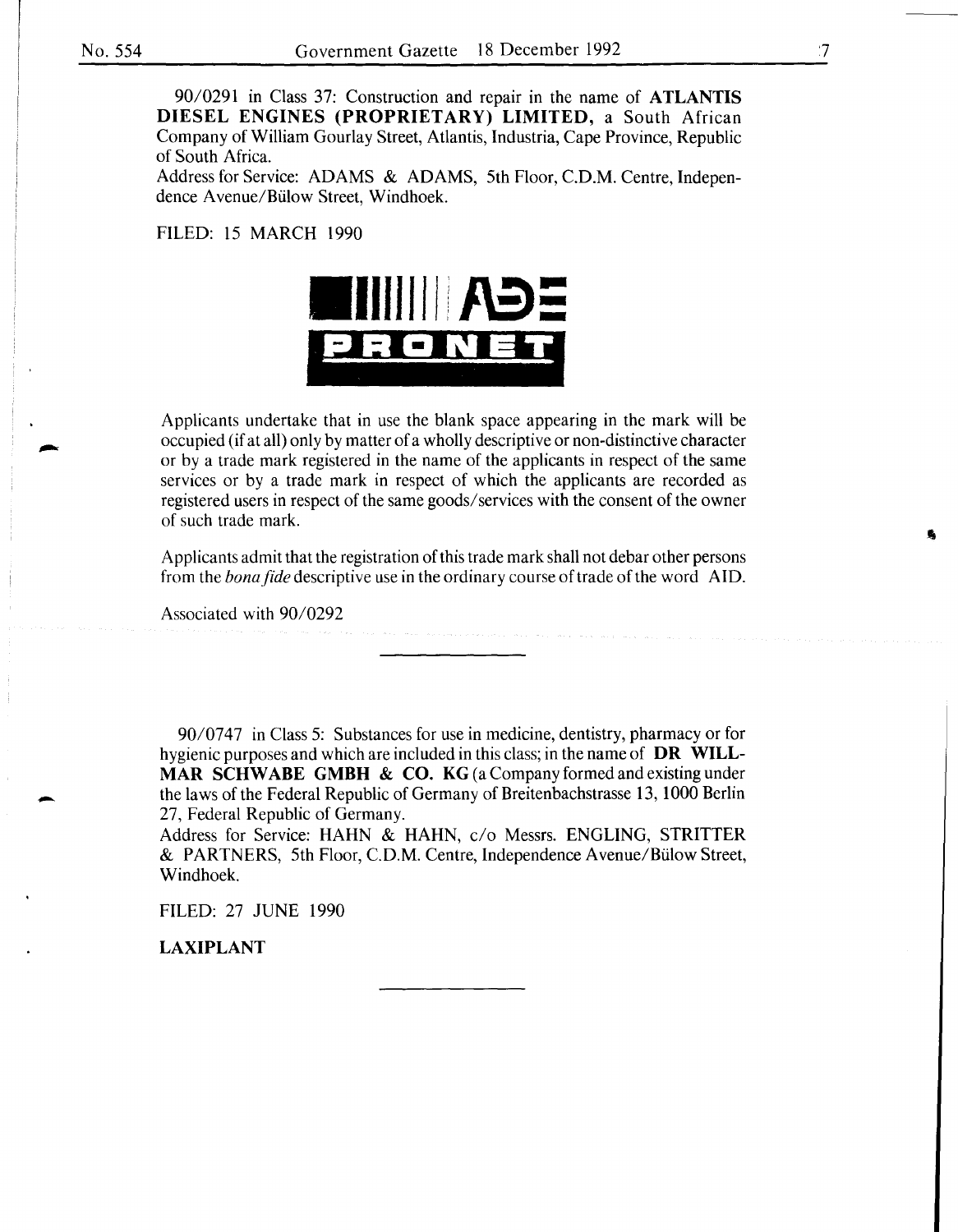90/0291 in Class 37: Construction and repair in the name of **ATLANTIS DIESEL ENGINES (PROPRIETARY) LIMITED,** a South African Company of William Gourlay Street, Atlantis, Industria, Cape Province, Republic of South Africa.
Address for Service: ADAMS & ADAMS, 5th Floor, C.D.M. Centre, Independence Avenue/Bülow Street, Windhoek.

FILED: 15 MARCH 1990

Applicants undertake that in use the blank space appearing in the mark will be occupied (if at all) only by matter of a wholly descriptive or non-distinctive character or by a trade mark registered in the name of the applicants in respect of the same services or by a trade mark in respect of which the applicants are recorded as registered users in respect of the same goods/services with the consent of the owner of such trade mark.

Applicants admit that the registration of this trade mark shall not debar other persons from the *bona fide* descriptive use in the ordinary course of trade of the word AID.

Associated with 90/0292

---

90/0747 in Class 5: Substances for use in medicine, dentistry, pharmacy or for hygienic purposes and which are included in this class; in the name of **DR WILLMAR SCHWABE GMBH & CO. KG** (a Company formed and existing under the laws of the Federal Republic of Germany of Breitenbachstrasse 13, 1000 Berlin 27, Federal Republic of Germany.
Address for Service: HAHN & HAHN, c/o Messrs. ENGLING, STRITTER & PARTNERS, 5th Floor, C.D.M. Centre, Independence Avenue/Bülow Street, Windhoek.

FILED: 27 JUNE 1990

**LAXIPLANT**

---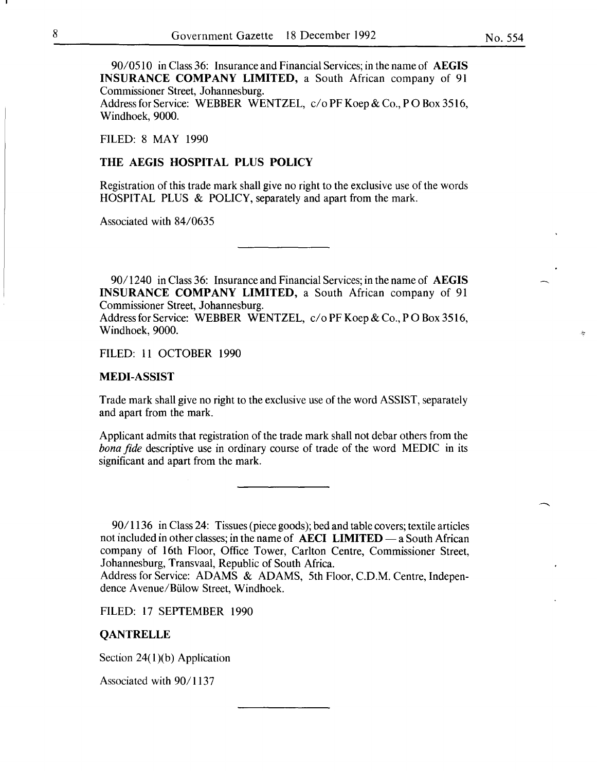90/0510 in Class 36: Insurance and Financial Services; in the name of **AEGIS INSURANCE COMPANY LIMITED,** a South African company of 91 Commissioner Street, Johannesburg.
Address for Service: WEBBER WENTZEL, c/o PF Koep & Co., P O Box 3516, Windhoek, 9000.

FILED: 8 MAY 1990

**THE AEGIS HOSPITAL PLUS POLICY**

Registration of this trade mark shall give no right to the exclusive use of the words HOSPITAL PLUS & POLICY, separately and apart from the mark.

Associated with 84/0635

---

90/1240 in Class 36: Insurance and Financial Services; in the name of **AEGIS INSURANCE COMPANY LIMITED,** a South African company of 91 Commissioner Street, Johannesburg.
Address for Service: WEBBER WENTZEL, c/o PF Koep & Co., P O Box 3516, Windhoek, 9000.

FILED: 11 OCTOBER 1990

**MEDI-ASSIST**

Trade mark shall give no right to the exclusive use of the word ASSIST, separately and apart from the mark.

Applicant admits that registration of the trade mark shall not debar others from the *bona fide* descriptive use in ordinary course of trade of the word MEDIC in its significant and apart from the mark.

---

90/1136 in Class 24: Tissues (piece goods); bed and table covers; textile articles not included in other classes; in the name of **AECI LIMITED** — a South African company of 16th Floor, Office Tower, Carlton Centre, Commissioner Street, Johannesburg, Transvaal, Republic of South Africa.
Address for Service: ADAMS & ADAMS, 5th Floor, C.D.M. Centre, Independence Avenue/Bülow Street, Windhoek.

FILED: 17 SEPTEMBER 1990

**QANTRELLE**

Section 24(1)(b) Application

Associated with 90/1137

---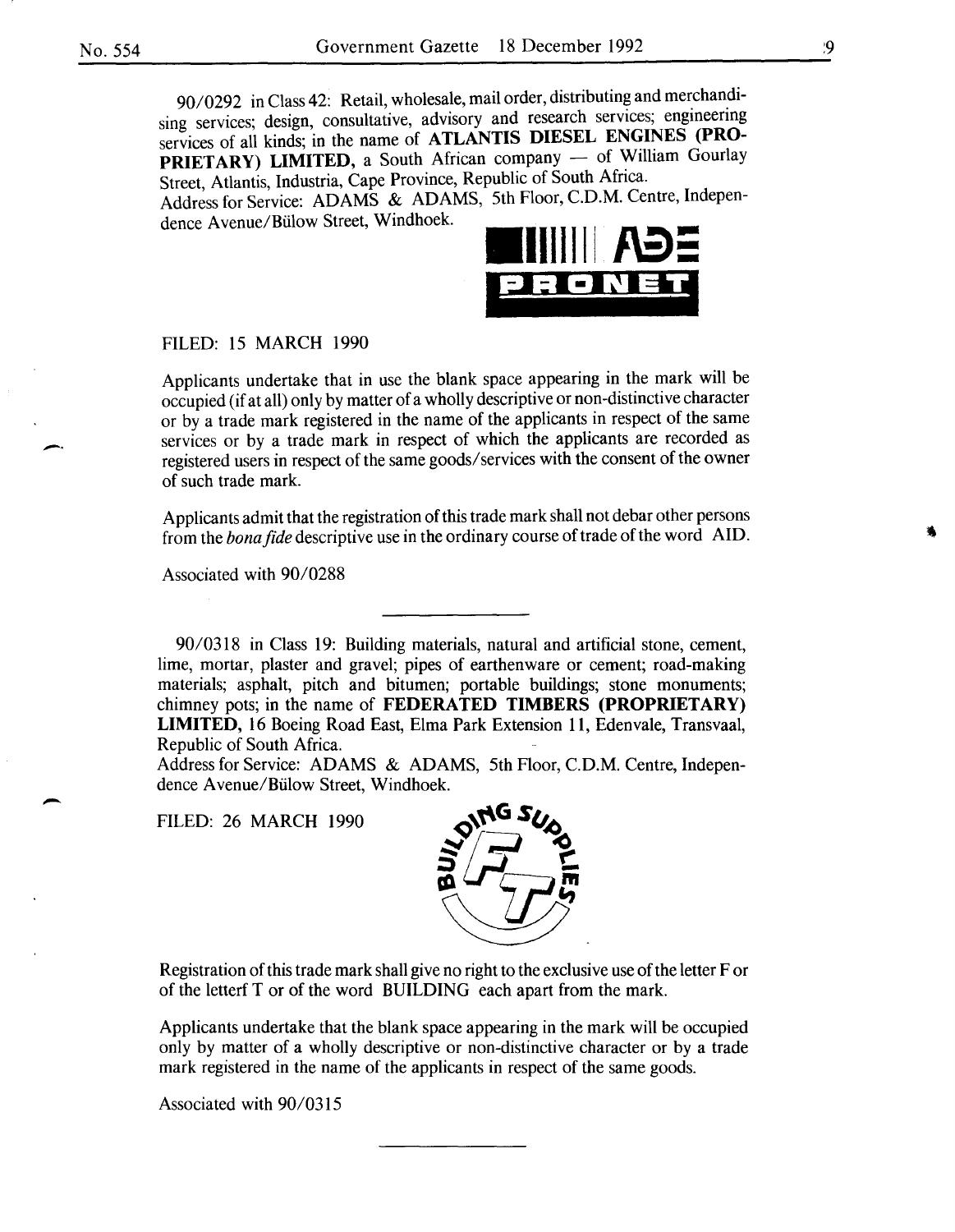90/0292 in Class 42: Retail, wholesale, mail order, distributing and merchandising services; design, consultative, advisory and research services; engineering services of all kinds; in the name of **ATLANTIS DIESEL ENGINES (PROPRIETARY) LIMITED**, a South African company — of William Gourlay Street, Atlantis, Industria, Cape Province, Republic of South Africa.
Address for Service: ADAMS & ADAMS, 5th Floor, C.D.M. Centre, Independence Avenue/Bülow Street, Windhoek.

FILED: 15 MARCH 1990

Applicants undertake that in use the blank space appearing in the mark will be occupied (if at all) only by matter of a wholly descriptive or non-distinctive character or by a trade mark registered in the name of the applicants in respect of the same services or by a trade mark in respect of which the applicants are recorded as registered users in respect of the same goods/services with the consent of the owner of such trade mark.

Applicants admit that the registration of this trade mark shall not debar other persons from the *bona fide* descriptive use in the ordinary course of trade of the word AID.

Associated with 90/0288

---

90/0318 in Class 19: Building materials, natural and artificial stone, cement, lime, mortar, plaster and gravel; pipes of earthenware or cement; road-making materials; asphalt, pitch and bitumen; portable buildings; stone monuments; chimney pots; in the name of **FEDERATED TIMBERS (PROPRIETARY) LIMITED**, 16 Boeing Road East, Elma Park Extension 11, Edenvale, Transvaal, Republic of South Africa.
Address for Service: ADAMS & ADAMS, 5th Floor, C.D.M. Centre, Independence Avenue/Bülow Street, Windhoek.

FILED: 26 MARCH 1990

Registration of this trade mark shall give no right to the exclusive use of the letter F or of the letterf T or of the word BUILDING each apart from the mark.

Applicants undertake that the blank space appearing in the mark will be occupied only by matter of a wholly descriptive or non-distinctive character or by a trade mark registered in the name of the applicants in respect of the same goods.

Associated with 90/0315

---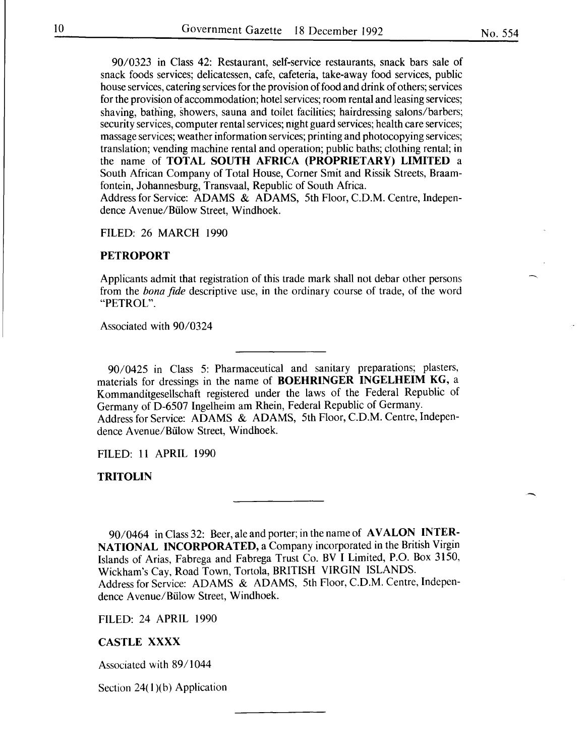90/0323 in Class 42: Restaurant, self-service restaurants, snack bars sale of snack foods services; delicatessen, cafe, cafeteria, take-away food services, public house services, catering services for the provision of food and drink of others; services for the provision of accommodation; hotel services; room rental and leasing services; shaving, bathing, showers, sauna and toilet facilities; hairdressing salons/barbers; security services, computer rental services; night guard services; health care services; massage services; weather information services; printing and photocopying services; translation; vending machine rental and operation; public baths; clothing rental; in the name of **TOTAL SOUTH AFRICA (PROPRIETARY) LIMITED** a South African Company of Total House, Corner Smit and Rissik Streets, Braamfontein, Johannesburg, Transvaal, Republic of South Africa.
Address for Service: ADAMS & ADAMS, 5th Floor, C.D.M. Centre, Independence Avenue/Bülow Street, Windhoek.

FILED: 26 MARCH 1990

**PETROPORT**

Applicants admit that registration of this trade mark shall not debar other persons from the *bona fide* descriptive use, in the ordinary course of trade, of the word "PETROL".

Associated with 90/0324

---

90/0425 in Class 5: Pharmaceutical and sanitary preparations; plasters, materials for dressings in the name of **BOEHRINGER INGELHEIM KG,** a Kommanditgesellschaft registered under the laws of the Federal Republic of Germany of D-6507 Ingelheim am Rhein, Federal Republic of Germany.
Address for Service: ADAMS & ADAMS, 5th Floor, C.D.M. Centre, Independence Avenue/Bülow Street, Windhoek.

FILED: 11 APRIL 1990

**TRITOLIN**

---

90/0464 in Class 32: Beer, ale and porter; in the name of **AVALON INTERNATIONAL INCORPORATED,** a Company incorporated in the British Virgin Islands of Arias, Fabrega and Fabrega Trust Co. BV I Limited, P.O. Box 3150, Wickham's Cay, Road Town, Tortola, BRITISH VIRGIN ISLANDS.
Address for Service: ADAMS & ADAMS, 5th Floor, C.D.M. Centre, Independence Avenue/Bülow Street, Windhoek.

FILED: 24 APRIL 1990

**CASTLE XXXX**

Associated with 89/1044

Section 24(1)(b) Application

---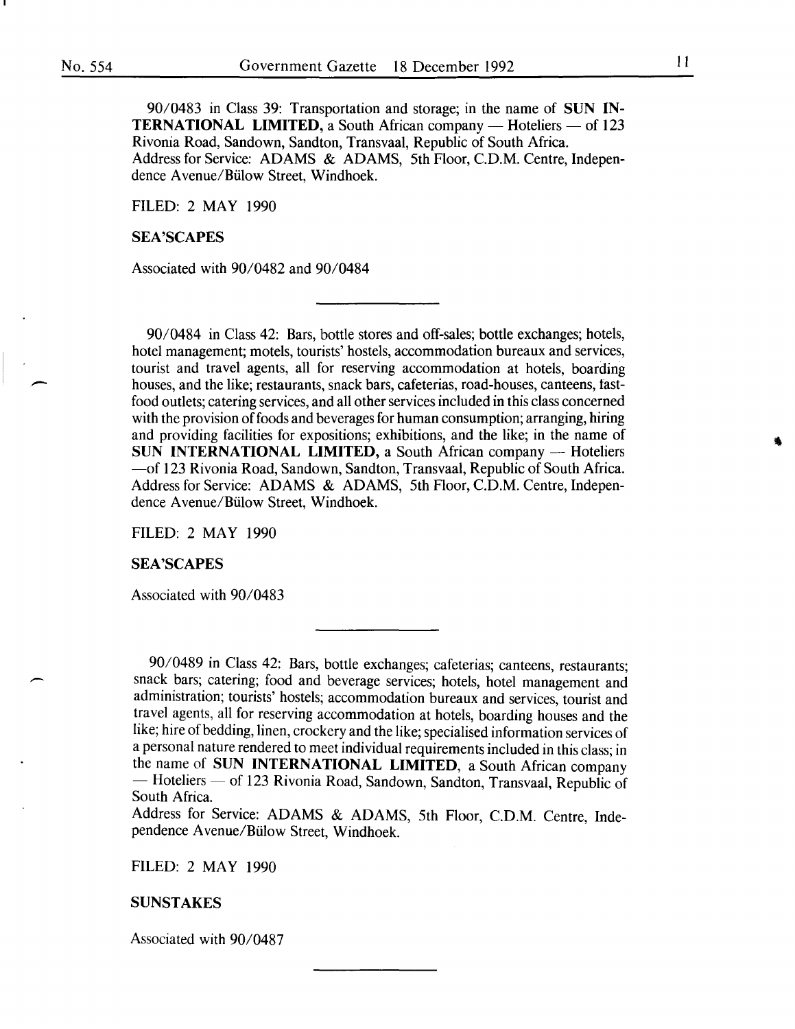90/0483 in Class 39: Transportation and storage; in the name of **SUN INTERNATIONAL LIMITED,** a South African company — Hoteliers — of 123 Rivonia Road, Sandown, Sandton, Transvaal, Republic of South Africa.
Address for Service: ADAMS & ADAMS, 5th Floor, C.D.M. Centre, Independence Avenue/Bülow Street, Windhoek.

FILED: 2 MAY 1990

**SEA'SCAPES**

Associated with 90/0482 and 90/0484

---

90/0484 in Class 42: Bars, bottle stores and off-sales; bottle exchanges; hotels, hotel management; motels, tourists' hostels, accommodation bureaux and services, tourist and travel agents, all for reserving accommodation at hotels, boarding houses, and the like; restaurants, snack bars, cafeterias, road-houses, canteens, fast-food outlets; catering services, and all other services included in this class concerned with the provision of foods and beverages for human consumption; arranging, hiring and providing facilities for expositions; exhibitions, and the like; in the name of **SUN INTERNATIONAL LIMITED,** a South African company — Hoteliers —of 123 Rivonia Road, Sandown, Sandton, Transvaal, Republic of South Africa.
Address for Service: ADAMS & ADAMS, 5th Floor, C.D.M. Centre, Independence Avenue/Bülow Street, Windhoek.

FILED: 2 MAY 1990

**SEA'SCAPES**

Associated with 90/0483

---

90/0489 in Class 42: Bars, bottle exchanges; cafeterias; canteens, restaurants; snack bars; catering; food and beverage services; hotels, hotel management and administration; tourists' hostels; accommodation bureaux and services, tourist and travel agents, all for reserving accommodation at hotels, boarding houses and the like; hire of bedding, linen, crockery and the like; specialised information services of a personal nature rendered to meet individual requirements included in this class; in the name of **SUN INTERNATIONAL LIMITED,** a South African company — Hoteliers — of 123 Rivonia Road, Sandown, Sandton, Transvaal, Republic of South Africa.
Address for Service: ADAMS & ADAMS, 5th Floor, C.D.M. Centre, Independence Avenue/Bülow Street, Windhoek.

FILED: 2 MAY 1990

**SUNSTAKES**

Associated with 90/0487

---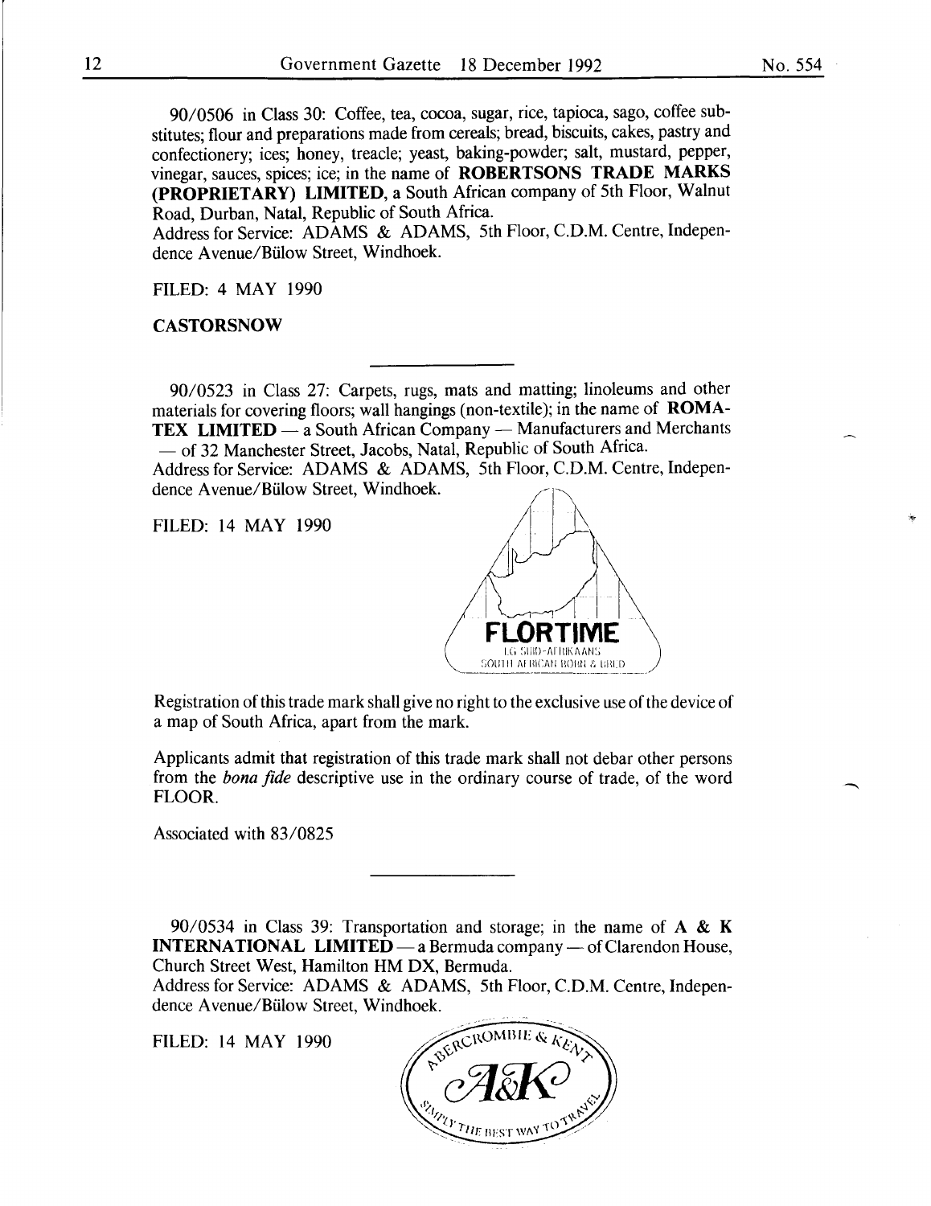90/0506 in Class 30: Coffee, tea, cocoa, sugar, rice, tapioca, sago, coffee substitutes; flour and preparations made from cereals; bread, biscuits, cakes, pastry and confectionery; ices; honey, treacle; yeast, baking-powder; salt, mustard, pepper, vinegar, sauces, spices; ice; in the name of **ROBERTSONS TRADE MARKS (PROPRIETARY) LIMITED**, a South African company of 5th Floor, Walnut Road, Durban, Natal, Republic of South Africa.
Address for Service: ADAMS & ADAMS, 5th Floor, C.D.M. Centre, Independence Avenue/Bülow Street, Windhoek.

FILED: 4 MAY 1990

**CASTORSNOW**

---

90/0523 in Class 27: Carpets, rugs, mats and matting; linoleums and other materials for covering floors; wall hangings (non-textile); in the name of **ROMATEX LIMITED** — a South African Company — Manufacturers and Merchants — of 32 Manchester Street, Jacobs, Natal, Republic of South Africa.
Address for Service: ADAMS & ADAMS, 5th Floor, C.D.M. Centre, Independence Avenue/Bülow Street, Windhoek.

FILED: 14 MAY 1990

FLORTIME
LG SUID-AFRIKAANS
SOUTH AFRICAN BORN & BRED

Registration of this trade mark shall give no right to the exclusive use of the device of a map of South Africa, apart from the mark.

Applicants admit that registration of this trade mark shall not debar other persons from the *bona fide* descriptive use in the ordinary course of trade, of the word FLOOR.

Associated with 83/0825

---

90/0534 in Class 39: Transportation and storage; in the name of **A & K INTERNATIONAL LIMITED** — a Bermuda company — of Clarendon House, Church Street West, Hamilton HM DX, Bermuda.
Address for Service: ADAMS & ADAMS, 5th Floor, C.D.M. Centre, Independence Avenue/Bülow Street, Windhoek.

FILED: 14 MAY 1990

ABERCROMBIE & KENT
A&K
SIMPLY THE BEST WAY TO TRAVEL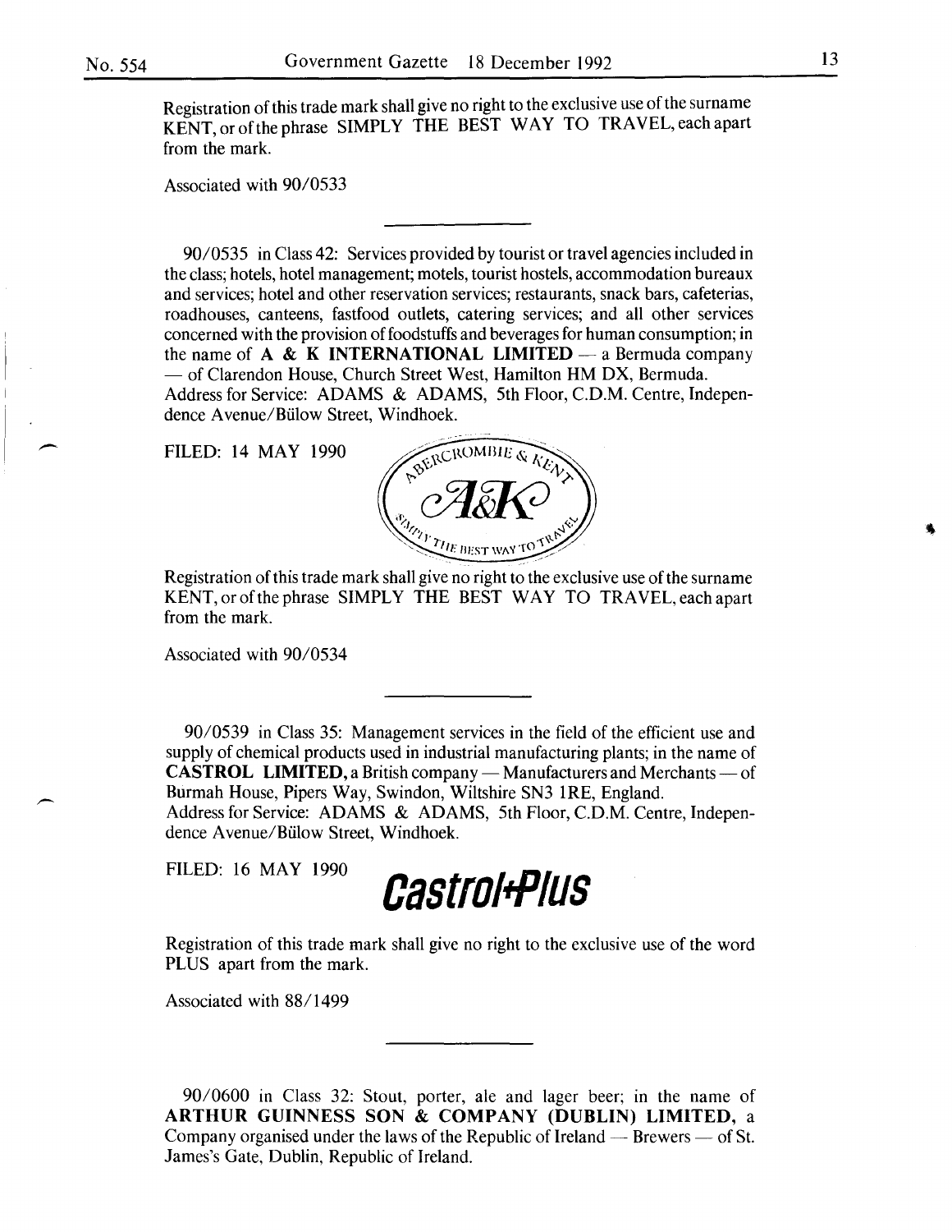Registration of this trade mark shall give no right to the exclusive use of the surname KENT, or of the phrase SIMPLY THE BEST WAY TO TRAVEL, each apart from the mark.

Associated with 90/0533

---

90/0535 in Class 42: Services provided by tourist or travel agencies included in the class; hotels, hotel management; motels, tourist hostels, accommodation bureaux and services; hotel and other reservation services; restaurants, snack bars, cafeterias, roadhouses, canteens, fastfood outlets, catering services; and all other services concerned with the provision of foodstuffs and beverages for human consumption; in the name of **A & K INTERNATIONAL LIMITED** — a Bermuda company — of Clarendon House, Church Street West, Hamilton HM DX, Bermuda.
Address for Service: ADAMS & ADAMS, 5th Floor, C.D.M. Centre, Independence Avenue/Bülow Street, Windhoek.

FILED: 14 MAY 1990

ABERCROMBIE & KENT
A&K
SIMPLY THE BEST WAY TO TRAVEL

Registration of this trade mark shall give no right to the exclusive use of the surname KENT, or of the phrase SIMPLY THE BEST WAY TO TRAVEL, each apart from the mark.

Associated with 90/0534

---

90/0539 in Class 35: Management services in the field of the efficient use and supply of chemical products used in industrial manufacturing plants; in the name of **CASTROL LIMITED,** a British company — Manufacturers and Merchants — of Burmah House, Pipers Way, Swindon, Wiltshire SN3 1RE, England.
Address for Service: ADAMS & ADAMS, 5th Floor, C.D.M. Centre, Independence Avenue/Bülow Street, Windhoek.

FILED: 16 MAY 1990

**Castrol+Plus**

Registration of this trade mark shall give no right to the exclusive use of the word PLUS apart from the mark.

Associated with 88/1499

---

90/0600 in Class 32: Stout, porter, ale and lager beer; in the name of **ARTHUR GUINNESS SON & COMPANY (DUBLIN) LIMITED,** a Company organised under the laws of the Republic of Ireland — Brewers — of St. James's Gate, Dublin, Republic of Ireland.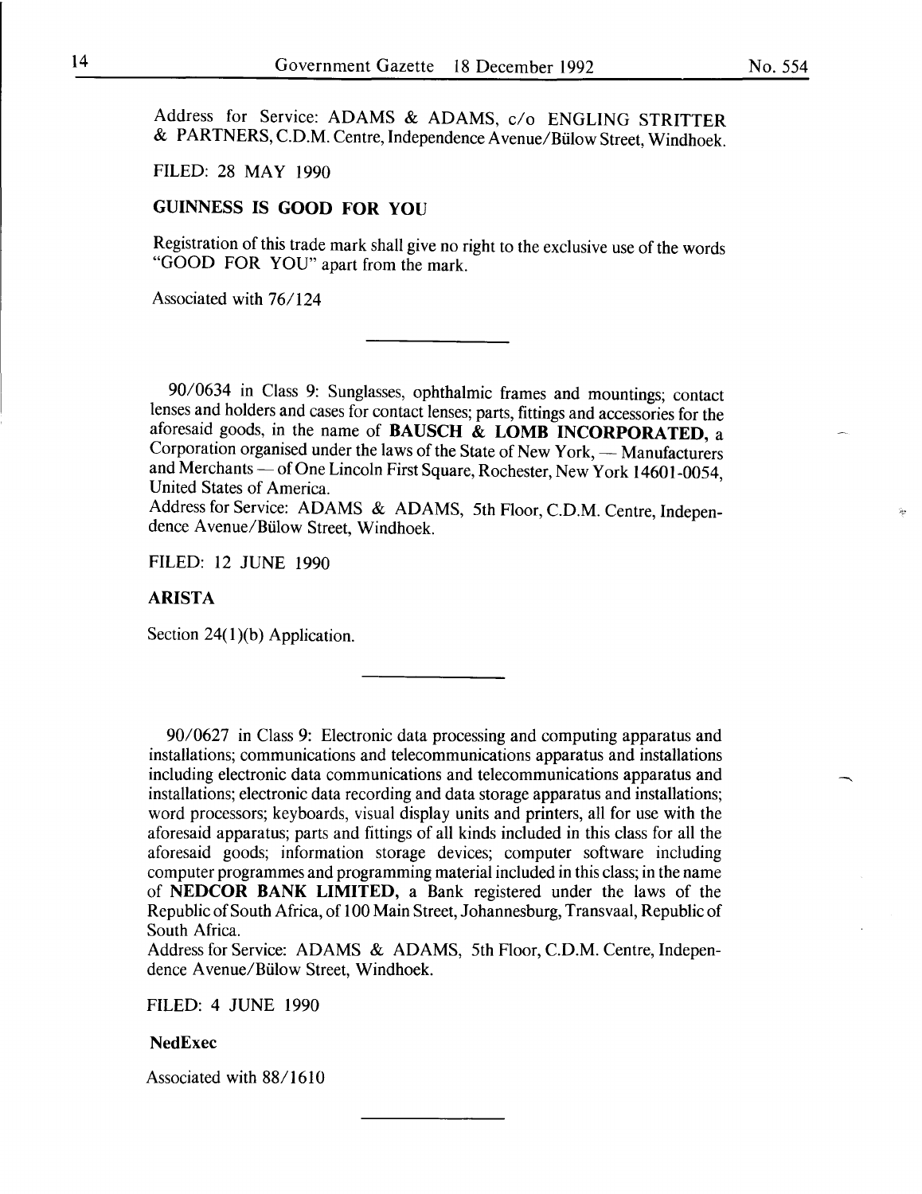Address for Service: ADAMS & ADAMS, c/o ENGLING STRITTER & PARTNERS, C.D.M. Centre, Independence Avenue/Bülow Street, Windhoek.

FILED: 28 MAY 1990

**GUINNESS IS GOOD FOR YOU**

Registration of this trade mark shall give no right to the exclusive use of the words "GOOD FOR YOU" apart from the mark.

Associated with 76/124

---

90/0634 in Class 9: Sunglasses, ophthalmic frames and mountings; contact lenses and holders and cases for contact lenses; parts, fittings and accessories for the aforesaid goods, in the name of **BAUSCH & LOMB INCORPORATED,** a Corporation organised under the laws of the State of New York, — Manufacturers and Merchants — of One Lincoln First Square, Rochester, New York 14601-0054, United States of America.
Address for Service: ADAMS & ADAMS, 5th Floor, C.D.M. Centre, Independence Avenue/Bülow Street, Windhoek.

FILED: 12 JUNE 1990

**ARISTA**

Section 24(1)(b) Application.

---

90/0627 in Class 9: Electronic data processing and computing apparatus and installations; communications and telecommunications apparatus and installations including electronic data communications and telecommunications apparatus and installations; electronic data recording and data storage apparatus and installations; word processors; keyboards, visual display units and printers, all for use with the aforesaid apparatus; parts and fittings of all kinds included in this class for all the aforesaid goods; information storage devices; computer software including computer programmes and programming material included in this class; in the name of **NEDCOR BANK LIMITED,** a Bank registered under the laws of the Republic of South Africa, of 100 Main Street, Johannesburg, Transvaal, Republic of South Africa.
Address for Service: ADAMS & ADAMS, 5th Floor, C.D.M. Centre, Independence Avenue/Bülow Street, Windhoek.

FILED: 4 JUNE 1990

**NedExec**

Associated with 88/1610

---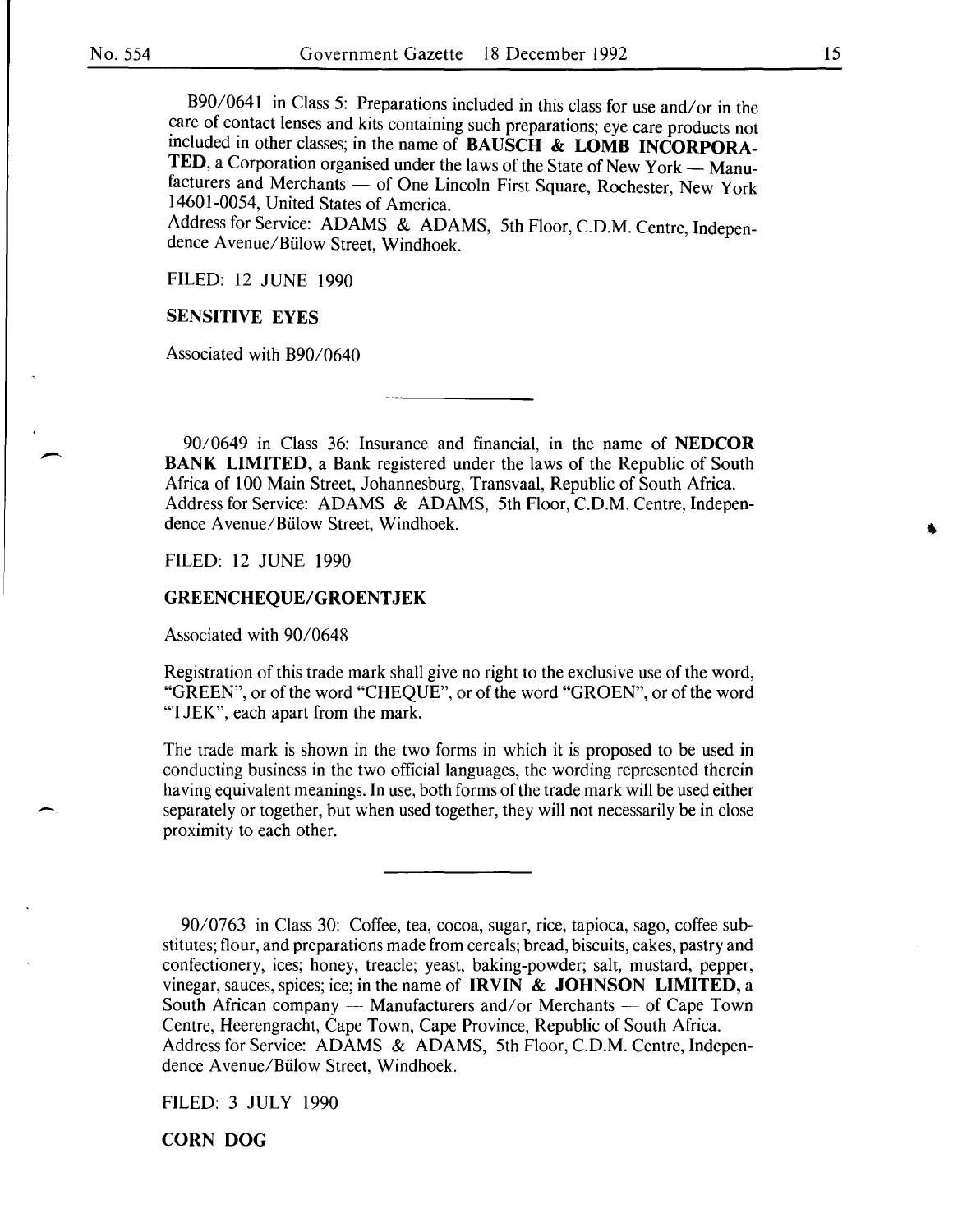B90/0641 in Class 5: Preparations included in this class for use and/or in the care of contact lenses and kits containing such preparations; eye care products not included in other classes; in the name of **BAUSCH & LOMB INCORPORATED**, a Corporation organised under the laws of the State of New York — Manufacturers and Merchants — of One Lincoln First Square, Rochester, New York 14601-0054, United States of America.
Address for Service: ADAMS & ADAMS, 5th Floor, C.D.M. Centre, Independence Avenue/Bülow Street, Windhoek.

FILED: 12 JUNE 1990

**SENSITIVE EYES**

Associated with B90/0640

---

90/0649 in Class 36: Insurance and financial, in the name of **NEDCOR BANK LIMITED**, a Bank registered under the laws of the Republic of South Africa of 100 Main Street, Johannesburg, Transvaal, Republic of South Africa.
Address for Service: ADAMS & ADAMS, 5th Floor, C.D.M. Centre, Independence Avenue/Bülow Street, Windhoek.

FILED: 12 JUNE 1990

**GREENCHEQUE/GROENTJEK**

Associated with 90/0648

Registration of this trade mark shall give no right to the exclusive use of the word, "GREEN", or of the word "CHEQUE", or of the word "GROEN", or of the word "TJEK", each apart from the mark.

The trade mark is shown in the two forms in which it is proposed to be used in conducting business in the two official languages, the wording represented therein having equivalent meanings. In use, both forms of the trade mark will be used either separately or together, but when used together, they will not necessarily be in close proximity to each other.

---

90/0763 in Class 30: Coffee, tea, cocoa, sugar, rice, tapioca, sago, coffee substitutes; flour, and preparations made from cereals; bread, biscuits, cakes, pastry and confectionery, ices; honey, treacle; yeast, baking-powder; salt, mustard, pepper, vinegar, sauces, spices; ice; in the name of **IRVIN & JOHNSON LIMITED**, a South African company — Manufacturers and/or Merchants — of Cape Town Centre, Heerengracht, Cape Town, Cape Province, Republic of South Africa.
Address for Service: ADAMS & ADAMS, 5th Floor, C.D.M. Centre, Independence Avenue/Bülow Street, Windhoek.

FILED: 3 JULY 1990

**CORN DOG**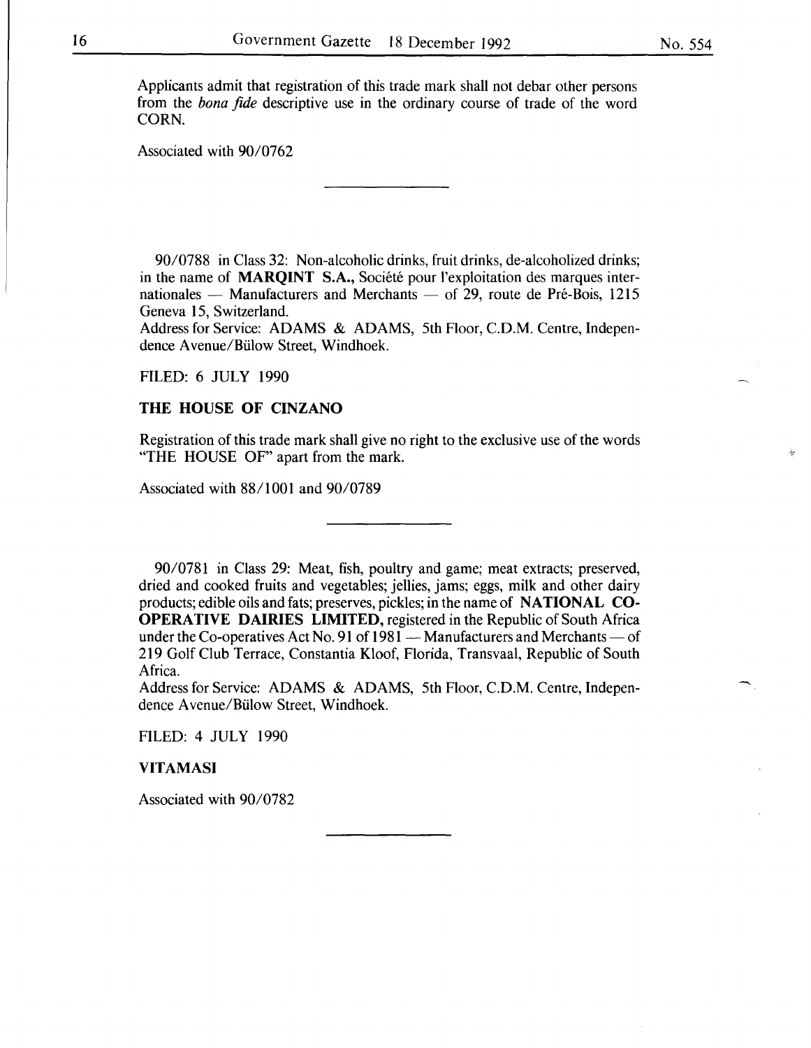Applicants admit that registration of this trade mark shall not debar other persons from the *bona fide* descriptive use in the ordinary course of trade of the word CORN.

Associated with 90/0762

---

90/0788 in Class 32: Non-alcoholic drinks, fruit drinks, de-alcoholized drinks; in the name of **MARQINT S.A.,** Société pour l'exploitation des marques internationales — Manufacturers and Merchants — of 29, route de Pré-Bois, 1215 Geneva 15, Switzerland.
Address for Service: ADAMS & ADAMS, 5th Floor, C.D.M. Centre, Independence Avenue/Bülow Street, Windhoek.

FILED: 6 JULY 1990

**THE HOUSE OF CINZANO**

Registration of this trade mark shall give no right to the exclusive use of the words "THE HOUSE OF" apart from the mark.

Associated with 88/1001 and 90/0789

---

90/0781 in Class 29: Meat, fish, poultry and game; meat extracts; preserved, dried and cooked fruits and vegetables; jellies, jams; eggs, milk and other dairy products; edible oils and fats; preserves, pickles; in the name of **NATIONAL CO-OPERATIVE DAIRIES LIMITED,** registered in the Republic of South Africa under the Co-operatives Act No. 91 of 1981 — Manufacturers and Merchants — of 219 Golf Club Terrace, Constantia Kloof, Florida, Transvaal, Republic of South Africa.
Address for Service: ADAMS & ADAMS, 5th Floor, C.D.M. Centre, Independence Avenue/Bülow Street, Windhoek.

FILED: 4 JULY 1990

**VITAMASI**

Associated with 90/0782

---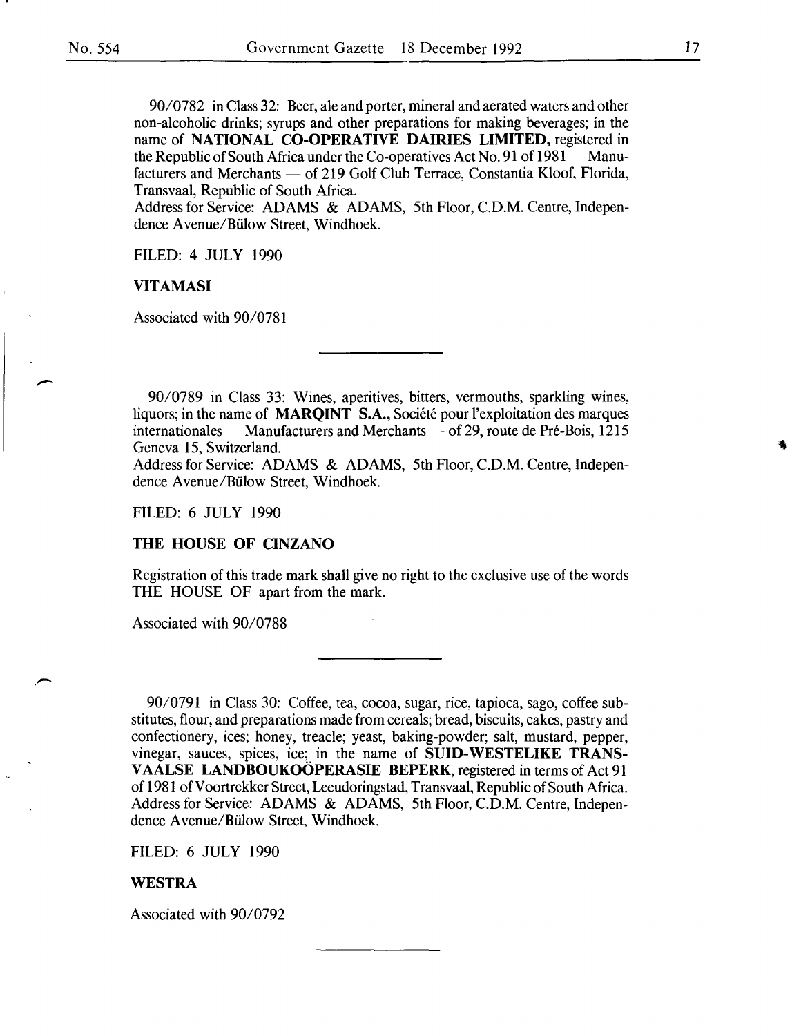90/0782 in Class 32: Beer, ale and porter, mineral and aerated waters and other non-alcoholic drinks; syrups and other preparations for making beverages; in the name of **NATIONAL CO-OPERATIVE DAIRIES LIMITED,** registered in the Republic of South Africa under the Co-operatives Act No. 91 of 1981 — Manufacturers and Merchants — of 219 Golf Club Terrace, Constantia Kloof, Florida, Transvaal, Republic of South Africa.
Address for Service: ADAMS & ADAMS, 5th Floor, C.D.M. Centre, Independence Avenue/Bülow Street, Windhoek.

FILED: 4 JULY 1990

**VITAMASI**

Associated with 90/0781

---

90/0789 in Class 33: Wines, aperitives, bitters, vermouths, sparkling wines, liquors; in the name of **MARQINT S.A.,** Société pour l'exploitation des marques internationales — Manufacturers and Merchants — of 29, route de Pré-Bois, 1215 Geneva 15, Switzerland.
Address for Service: ADAMS & ADAMS, 5th Floor, C.D.M. Centre, Independence Avenue/Bülow Street, Windhoek.

FILED: 6 JULY 1990

**THE HOUSE OF CINZANO**

Registration of this trade mark shall give no right to the exclusive use of the words THE HOUSE OF apart from the mark.

Associated with 90/0788

---

90/0791 in Class 30: Coffee, tea, cocoa, sugar, rice, tapioca, sago, coffee substitutes, flour, and preparations made from cereals; bread, biscuits, cakes, pastry and confectionery, ices; honey, treacle; yeast, baking-powder; salt, mustard, pepper, vinegar, sauces, spices, ice; in the name of **SUID-WESTELIKE TRANSVAALSE LANDBOUKOÖPERASIE BEPERK,** registered in terms of Act 91 of 1981 of Voortrekker Street, Leeudoringstad, Transvaal, Republic of South Africa.
Address for Service: ADAMS & ADAMS, 5th Floor, C.D.M. Centre, Independence Avenue/Bülow Street, Windhoek.

FILED: 6 JULY 1990

**WESTRA**

Associated with 90/0792

---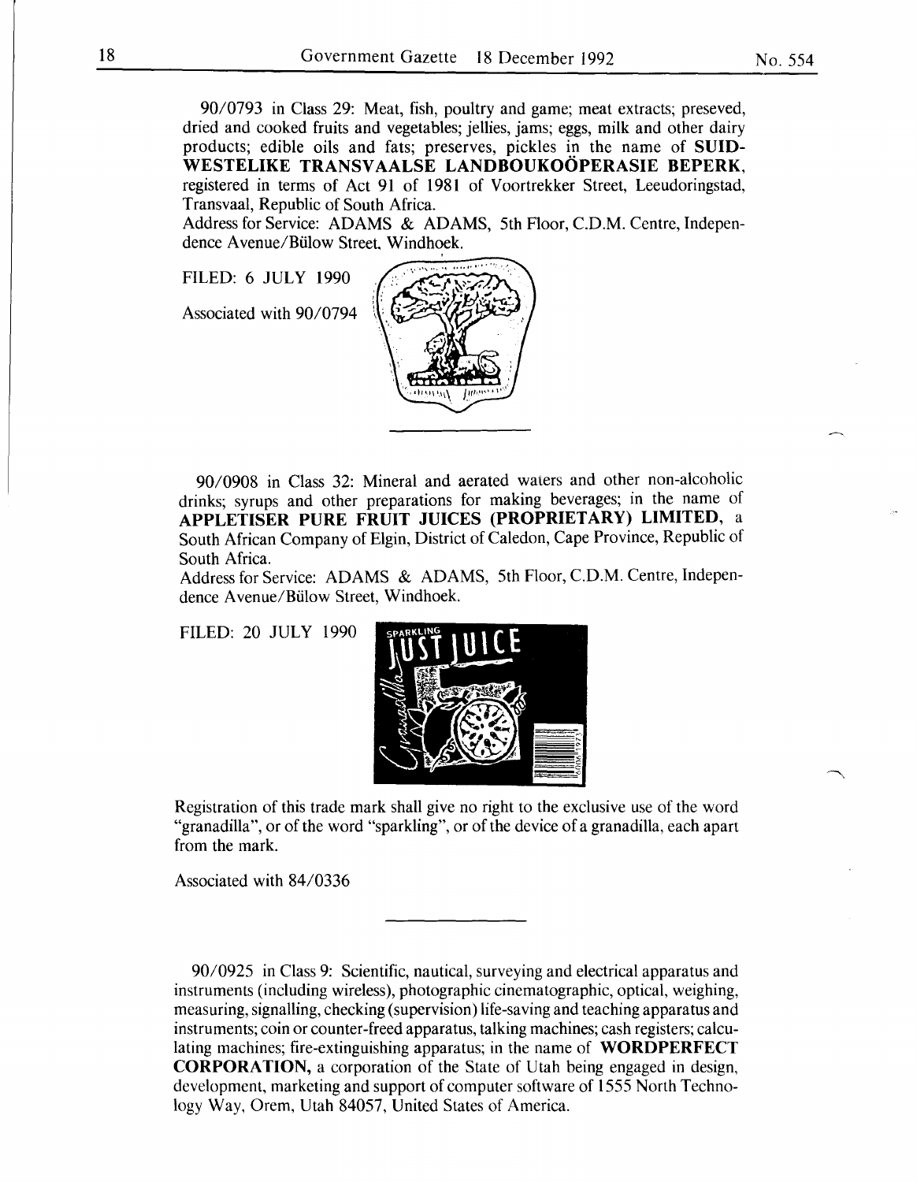90/0793 in Class 29: Meat, fish, poultry and game; meat extracts; preseved, dried and cooked fruits and vegetables; jellies, jams; eggs, milk and other dairy products; edible oils and fats; preserves, pickles in the name of **SUID-WESTELIKE TRANSVAALSE LANDBOUKOÖPERASIE BEPERK,** registered in terms of Act 91 of 1981 of Voortrekker Street, Leeudoringstad, Transvaal, Republic of South Africa.
Address for Service: ADAMS & ADAMS, 5th Floor, C.D.M. Centre, Independence Avenue/Bülow Street, Windhoek.

FILED: 6 JULY 1990

Associated with 90/0794

---

90/0908 in Class 32: Mineral and aerated waters and other non-alcoholic drinks; syrups and other preparations for making beverages; in the name of **APPLETISER PURE FRUIT JUICES (PROPRIETARY) LIMITED,** a South African Company of Elgin, District of Caledon, Cape Province, Republic of South Africa.
Address for Service: ADAMS & ADAMS, 5th Floor, C.D.M. Centre, Independence Avenue/Bülow Street, Windhoek.

FILED: 20 JULY 1990

Registration of this trade mark shall give no right to the exclusive use of the word "granadilla", or of the word "sparkling", or of the device of a granadilla, each apart from the mark.

Associated with 84/0336

---

90/0925 in Class 9: Scientific, nautical, surveying and electrical apparatus and instruments (including wireless), photographic cinematographic, optical, weighing, measuring, signalling, checking (supervision) life-saving and teaching apparatus and instruments; coin or counter-freed apparatus, talking machines; cash registers; calculating machines; fire-extinguishing apparatus; in the name of **WORDPERFECT CORPORATION,** a corporation of the State of Utah being engaged in design, development, marketing and support of computer software of 1555 North Technology Way, Orem, Utah 84057, United States of America.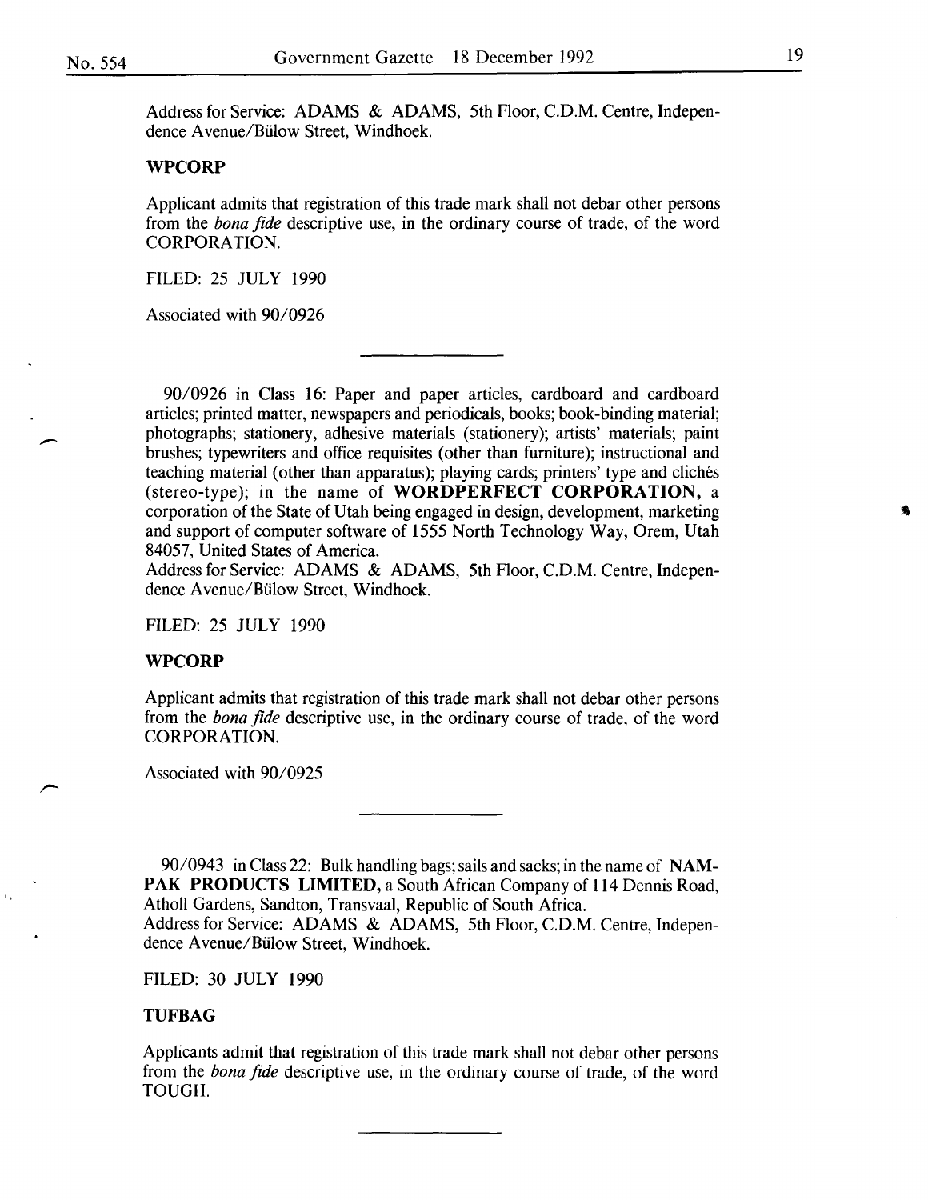Address for Service: ADAMS & ADAMS, 5th Floor, C.D.M. Centre, Independence Avenue/Bülow Street, Windhoek.

**WPCORP**

Applicant admits that registration of this trade mark shall not debar other persons from the *bona fide* descriptive use, in the ordinary course of trade, of the word CORPORATION.

FILED: 25 JULY 1990

Associated with 90/0926

---

90/0926 in Class 16: Paper and paper articles, cardboard and cardboard articles; printed matter, newspapers and periodicals, books; book-binding material; photographs; stationery, adhesive materials (stationery); artists' materials; paint brushes; typewriters and office requisites (other than furniture); instructional and teaching material (other than apparatus); playing cards; printers' type and clichés (stereo-type); in the name of **WORDPERFECT CORPORATION,** a corporation of the State of Utah being engaged in design, development, marketing and support of computer software of 1555 North Technology Way, Orem, Utah 84057, United States of America.
Address for Service: ADAMS & ADAMS, 5th Floor, C.D.M. Centre, Independence Avenue/Bülow Street, Windhoek.

FILED: 25 JULY 1990

**WPCORP**

Applicant admits that registration of this trade mark shall not debar other persons from the *bona fide* descriptive use, in the ordinary course of trade, of the word CORPORATION.

Associated with 90/0925

---

90/0943 in Class 22: Bulk handling bags; sails and sacks; in the name of **NAMPAK PRODUCTS LIMITED,** a South African Company of 114 Dennis Road, Atholl Gardens, Sandton, Transvaal, Republic of South Africa.
Address for Service: ADAMS & ADAMS, 5th Floor, C.D.M. Centre, Independence Avenue/Bülow Street, Windhoek.

FILED: 30 JULY 1990

**TUFBAG**

Applicants admit that registration of this trade mark shall not debar other persons from the *bona fide* descriptive use, in the ordinary course of trade, of the word TOUGH.

---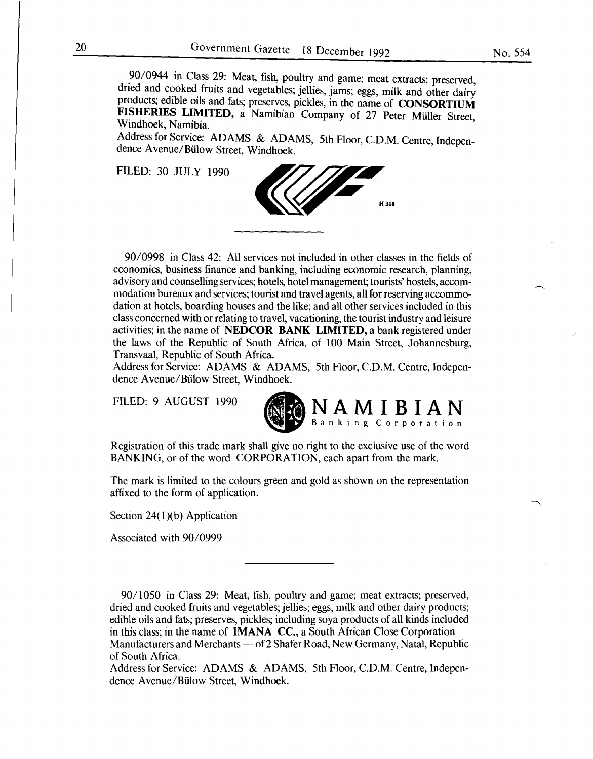90/0944 in Class 29: Meat, fish, poultry and game; meat extracts; preserved, dried and cooked fruits and vegetables; jellies, jams; eggs, milk and other dairy products; edible oils and fats; preserves, pickles, in the name of **CONSORTIUM FISHERIES LIMITED,** a Namibian Company of 27 Peter Müller Street, Windhoek, Namibia.

Address for Service: ADAMS & ADAMS, 5th Floor, C.D.M. Centre, Independence Avenue/Bülow Street, Windhoek.

FILED: 30 JULY 1990

H 318

---

90/0998 in Class 42: All services not included in other classes in the fields of economics, business finance and banking, including economic research, planning, advisory and counselling services; hotels, hotel management; tourists' hostels, accommodation bureaux and services; tourist and travel agents, all for reserving accommodation at hotels, boarding houses and the like; and all other services included in this class concerned with or relating to travel, vacationing, the tourist industry and leisure activities; in the name of **NEDCOR BANK LIMITED,** a bank registered under the laws of the Republic of South Africa, of 100 Main Street, Johannesburg, Transvaal, Republic of South Africa.

Address for Service: ADAMS & ADAMS, 5th Floor, C.D.M. Centre, Independence Avenue/Bülow Street, Windhoek.

FILED: 9 AUGUST 1990

NAMIBIAN
Banking Corporation

Registration of this trade mark shall give no right to the exclusive use of the word BANKING, or of the word CORPORATION, each apart from the mark.

The mark is limited to the colours green and gold as shown on the representation affixed to the form of application.

Section 24(1)(b) Application

Associated with 90/0999

---

90/1050 in Class 29: Meat, fish, poultry and game; meat extracts; preserved, dried and cooked fruits and vegetables; jellies; eggs, milk and other dairy products; edible oils and fats; preserves, pickles; including soya products of all kinds included in this class; in the name of **IMANA CC.,** a South African Close Corporation — Manufacturers and Merchants — of 2 Shafer Road, New Germany, Natal, Republic of South Africa.

Address for Service: ADAMS & ADAMS, 5th Floor, C.D.M. Centre, Independence Avenue/Bülow Street, Windhoek.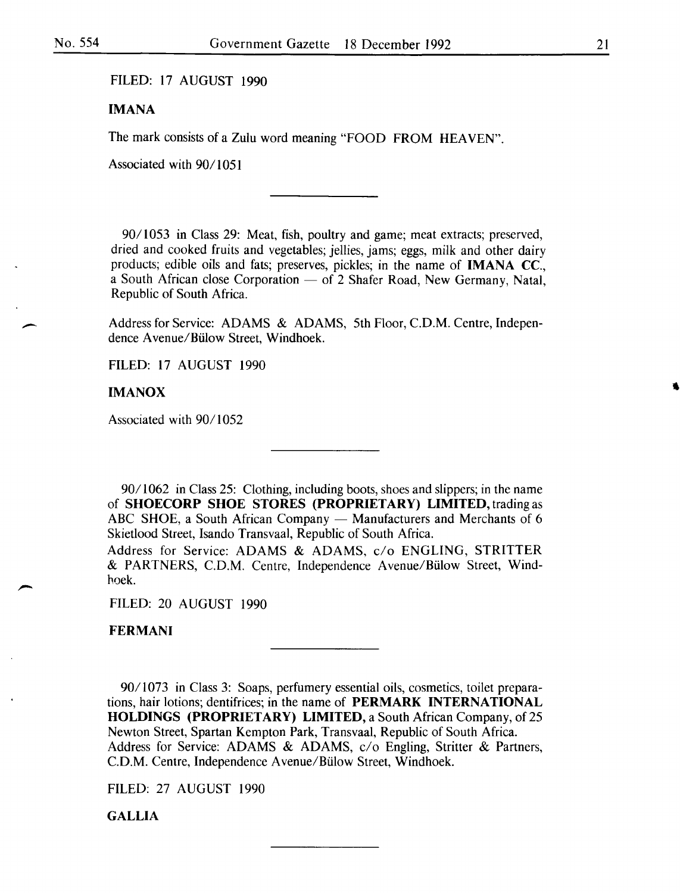FILED: 17 AUGUST 1990

**IMANA**

The mark consists of a Zulu word meaning "FOOD FROM HEAVEN".

Associated with 90/1051

---

90/1053 in Class 29: Meat, fish, poultry and game; meat extracts; preserved, dried and cooked fruits and vegetables; jellies, jams; eggs, milk and other dairy products; edible oils and fats; preserves, pickles; in the name of **IMANA CC.**, a South African close Corporation — of 2 Shafer Road, New Germany, Natal, Republic of South Africa.

Address for Service: ADAMS & ADAMS, 5th Floor, C.D.M. Centre, Independence Avenue/Bülow Street, Windhoek.

FILED: 17 AUGUST 1990

**IMANOX**

Associated with 90/1052

---

90/1062 in Class 25: Clothing, including boots, shoes and slippers; in the name of **SHOECORP SHOE STORES (PROPRIETARY) LIMITED,** trading as ABC SHOE, a South African Company — Manufacturers and Merchants of 6 Skietlood Street, Isando Transvaal, Republic of South Africa.

Address for Service: ADAMS & ADAMS, c/o ENGLING, STRITTER & PARTNERS, C.D.M. Centre, Independence Avenue/Bülow Street, Windhoek.

FILED: 20 AUGUST 1990

**FERMANI**

---

90/1073 in Class 3: Soaps, perfumery essential oils, cosmetics, toilet preparations, hair lotions; dentifrices; in the name of **PERMARK INTERNATIONAL HOLDINGS (PROPRIETARY) LIMITED,** a South African Company, of 25 Newton Street, Spartan Kempton Park, Transvaal, Republic of South Africa.

Address for Service: ADAMS & ADAMS, c/o Engling, Stritter & Partners, C.D.M. Centre, Independence Avenue/Bülow Street, Windhoek.

FILED: 27 AUGUST 1990

**GALLIA**

---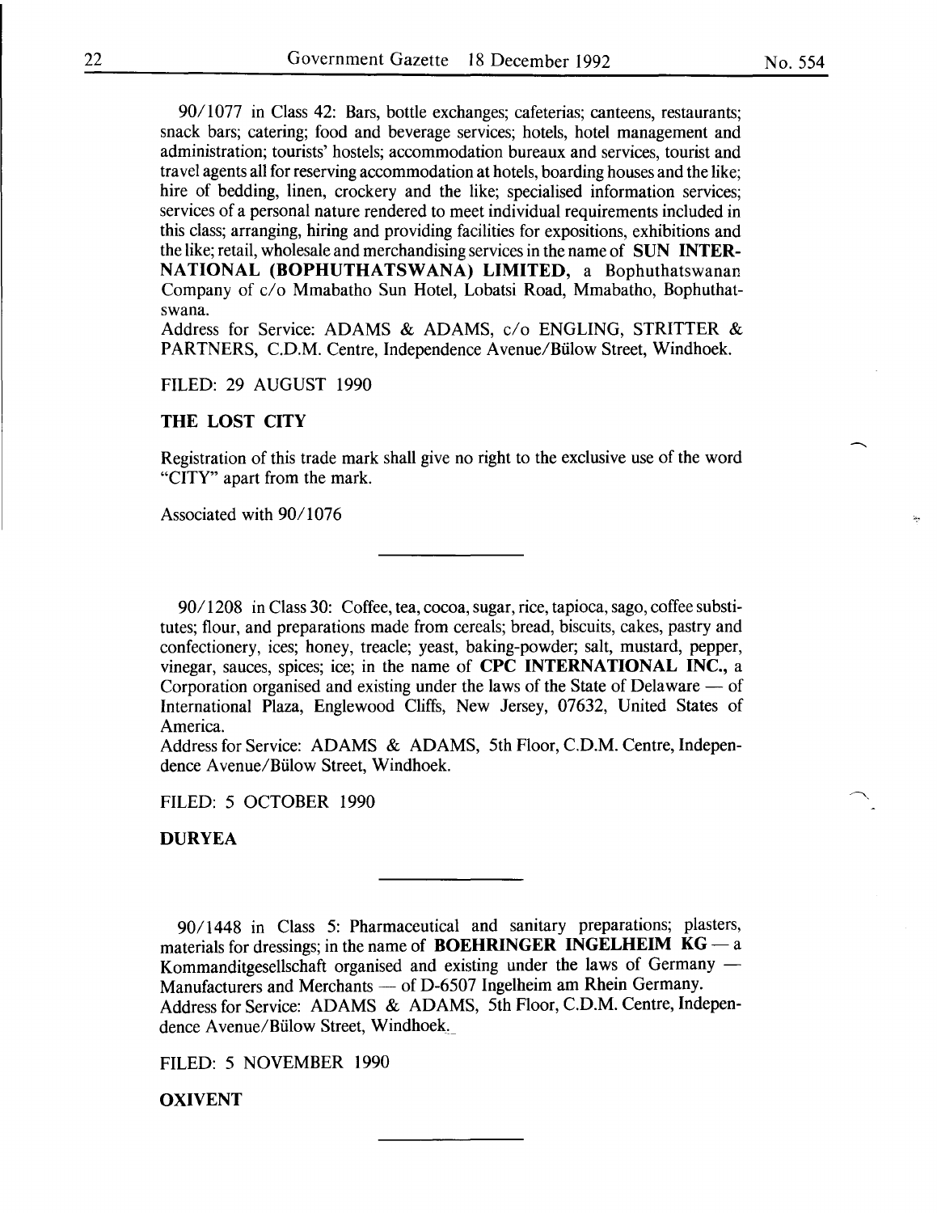90/1077 in Class 42: Bars, bottle exchanges; cafeterias; canteens, restaurants; snack bars; catering; food and beverage services; hotels, hotel management and administration; tourists' hostels; accommodation bureaux and services, tourist and travel agents all for reserving accommodation at hotels, boarding houses and the like; hire of bedding, linen, crockery and the like; specialised information services; services of a personal nature rendered to meet individual requirements included in this class; arranging, hiring and providing facilities for expositions, exhibitions and the like; retail, wholesale and merchandising services in the name of **SUN INTERNATIONAL (BOPHUTHATSWANA) LIMITED,** a Bophuthatswanan Company of c/o Mmabatho Sun Hotel, Lobatsi Road, Mmabatho, Bophuthatswana.
Address for Service: ADAMS & ADAMS, c/o ENGLING, STRITTER & PARTNERS, C.D.M. Centre, Independence Avenue/Bülow Street, Windhoek.

FILED: 29 AUGUST 1990

**THE LOST CITY**

Registration of this trade mark shall give no right to the exclusive use of the word "CITY" apart from the mark.

Associated with 90/1076

---

90/1208 in Class 30: Coffee, tea, cocoa, sugar, rice, tapioca, sago, coffee substitutes; flour, and preparations made from cereals; bread, biscuits, cakes, pastry and confectionery, ices; honey, treacle; yeast, baking-powder; salt, mustard, pepper, vinegar, sauces, spices; ice; in the name of **CPC INTERNATIONAL INC.,** a Corporation organised and existing under the laws of the State of Delaware — of International Plaza, Englewood Cliffs, New Jersey, 07632, United States of America.
Address for Service: ADAMS & ADAMS, 5th Floor, C.D.M. Centre, Independence Avenue/Bülow Street, Windhoek.

FILED: 5 OCTOBER 1990

**DURYEA**

---

90/1448 in Class 5: Pharmaceutical and sanitary preparations; plasters, materials for dressings; in the name of **BOEHRINGER INGELHEIM KG** — a Kommanditgesellschaft organised and existing under the laws of Germany — Manufacturers and Merchants — of D-6507 Ingelheim am Rhein Germany.
Address for Service: ADAMS & ADAMS, 5th Floor, C.D.M. Centre, Independence Avenue/Bülow Street, Windhoek.

FILED: 5 NOVEMBER 1990

**OXIVENT**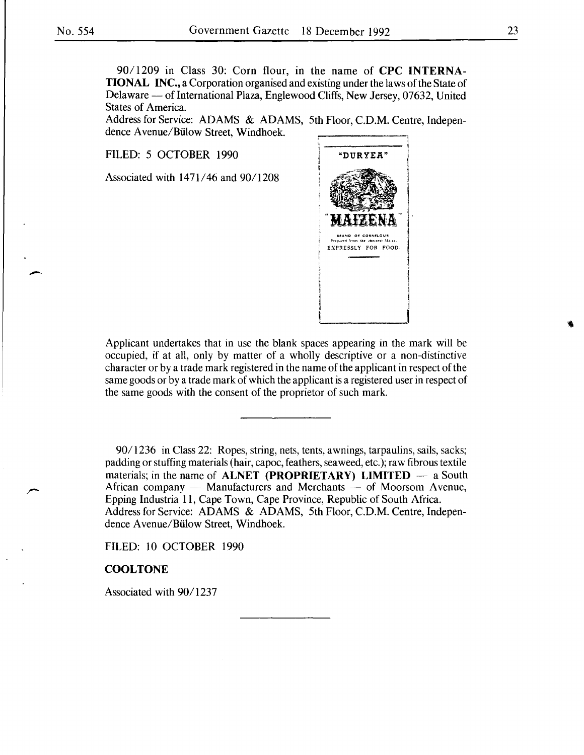90/1209 in Class 30: Corn flour, in the name of **CPC INTERNATIONAL INC.**, a Corporation organised and existing under the laws of the State of Delaware — of International Plaza, Englewood Cliffs, New Jersey, 07632, United States of America.
Address for Service: ADAMS & ADAMS, 5th Floor, C.D.M. Centre, Independence Avenue/Bülow Street, Windhoek.

FILED: 5 OCTOBER 1990

Associated with 1471/46 and 90/1208

"DURYEA"

"MAIZENA"

BRAND OF CORNFLOUR
Prepared from the choicest Maize.
EXPRESSLY FOR FOOD.

Applicant undertakes that in use the blank spaces appearing in the mark will be occupied, if at all, only by matter of a wholly descriptive or a non-distinctive character or by a trade mark registered in the name of the applicant in respect of the same goods or by a trade mark of which the applicant is a registered user in respect of the same goods with the consent of the proprietor of such mark.

---

90/1236 in Class 22: Ropes, string, nets, tents, awnings, tarpaulins, sails, sacks; padding or stuffing materials (hair, capoc, feathers, seaweed, etc.); raw fibrous textile materials; in the name of **ALNET (PROPRIETARY) LIMITED** — a South African company — Manufacturers and Merchants — of Moorsom Avenue, Epping Industria 11, Cape Town, Cape Province, Republic of South Africa.
Address for Service: ADAMS & ADAMS, 5th Floor, C.D.M. Centre, Independence Avenue/Bülow Street, Windhoek.

FILED: 10 OCTOBER 1990

**COOLTONE**

Associated with 90/1237

---